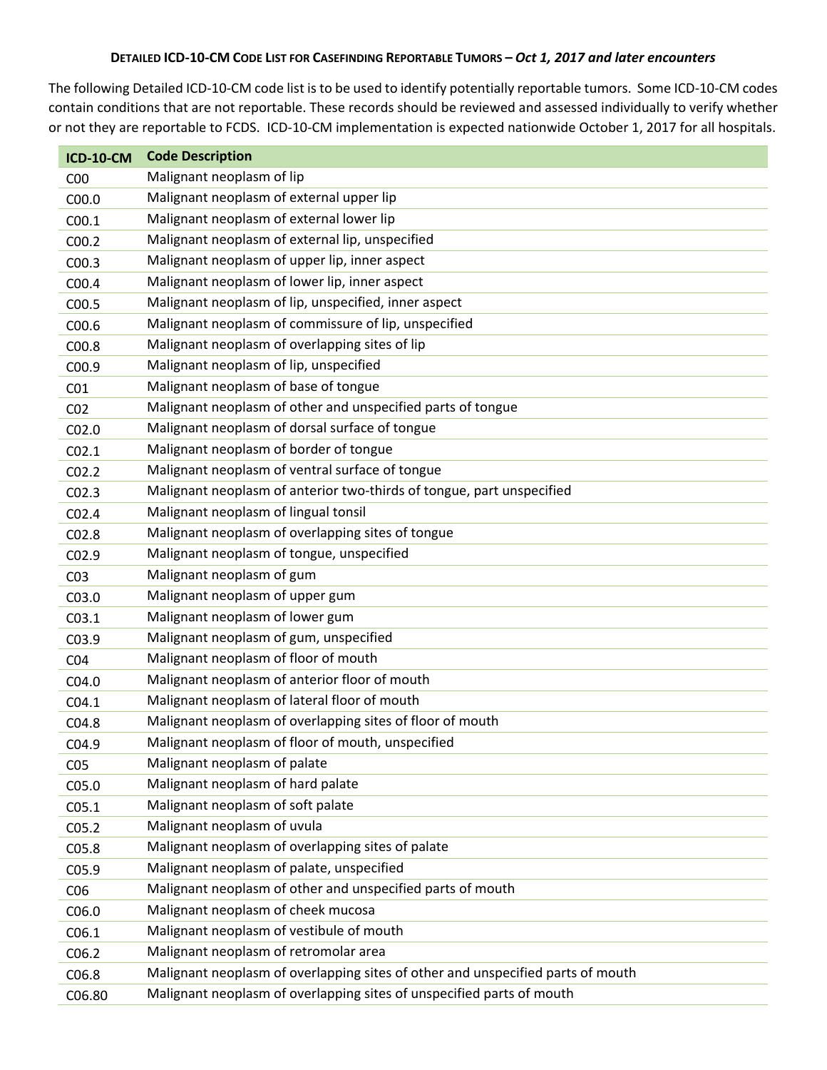# DETAILED ICD-10-CM CODE LIST FOR CASEFINDING REPORTABLE TUMORS – *Oct 1, 2017 and later encounters*

The following Detailed ICD-10-CM code list is to be used to identify potentially reportable tumors. Some ICD-10-CM codes contain conditions that are not reportable. These records should be reviewed and assessed individually to verify whether or not they are reportable to FCDS. ICD-10-CM implementation is expected nationwide October 1, 2017 for all hospitals.

| ICD-10-CM | Code Description |
|---|---|
| C00 | Malignant neoplasm of lip |
| C00.0 | Malignant neoplasm of external upper lip |
| C00.1 | Malignant neoplasm of external lower lip |
| C00.2 | Malignant neoplasm of external lip, unspecified |
| C00.3 | Malignant neoplasm of upper lip, inner aspect |
| C00.4 | Malignant neoplasm of lower lip, inner aspect |
| C00.5 | Malignant neoplasm of lip, unspecified, inner aspect |
| C00.6 | Malignant neoplasm of commissure of lip, unspecified |
| C00.8 | Malignant neoplasm of overlapping sites of lip |
| C00.9 | Malignant neoplasm of lip, unspecified |
| C01 | Malignant neoplasm of base of tongue |
| C02 | Malignant neoplasm of other and unspecified parts of tongue |
| C02.0 | Malignant neoplasm of dorsal surface of tongue |
| C02.1 | Malignant neoplasm of border of tongue |
| C02.2 | Malignant neoplasm of ventral surface of tongue |
| C02.3 | Malignant neoplasm of anterior two-thirds of tongue, part unspecified |
| C02.4 | Malignant neoplasm of lingual tonsil |
| C02.8 | Malignant neoplasm of overlapping sites of tongue |
| C02.9 | Malignant neoplasm of tongue, unspecified |
| C03 | Malignant neoplasm of gum |
| C03.0 | Malignant neoplasm of upper gum |
| C03.1 | Malignant neoplasm of lower gum |
| C03.9 | Malignant neoplasm of gum, unspecified |
| C04 | Malignant neoplasm of floor of mouth |
| C04.0 | Malignant neoplasm of anterior floor of mouth |
| C04.1 | Malignant neoplasm of lateral floor of mouth |
| C04.8 | Malignant neoplasm of overlapping sites of floor of mouth |
| C04.9 | Malignant neoplasm of floor of mouth, unspecified |
| C05 | Malignant neoplasm of palate |
| C05.0 | Malignant neoplasm of hard palate |
| C05.1 | Malignant neoplasm of soft palate |
| C05.2 | Malignant neoplasm of uvula |
| C05.8 | Malignant neoplasm of overlapping sites of palate |
| C05.9 | Malignant neoplasm of palate, unspecified |
| C06 | Malignant neoplasm of other and unspecified parts of mouth |
| C06.0 | Malignant neoplasm of cheek mucosa |
| C06.1 | Malignant neoplasm of vestibule of mouth |
| C06.2 | Malignant neoplasm of retromolar area |
| C06.8 | Malignant neoplasm of overlapping sites of other and unspecified parts of mouth |
| C06.80 | Malignant neoplasm of overlapping sites of unspecified parts of mouth |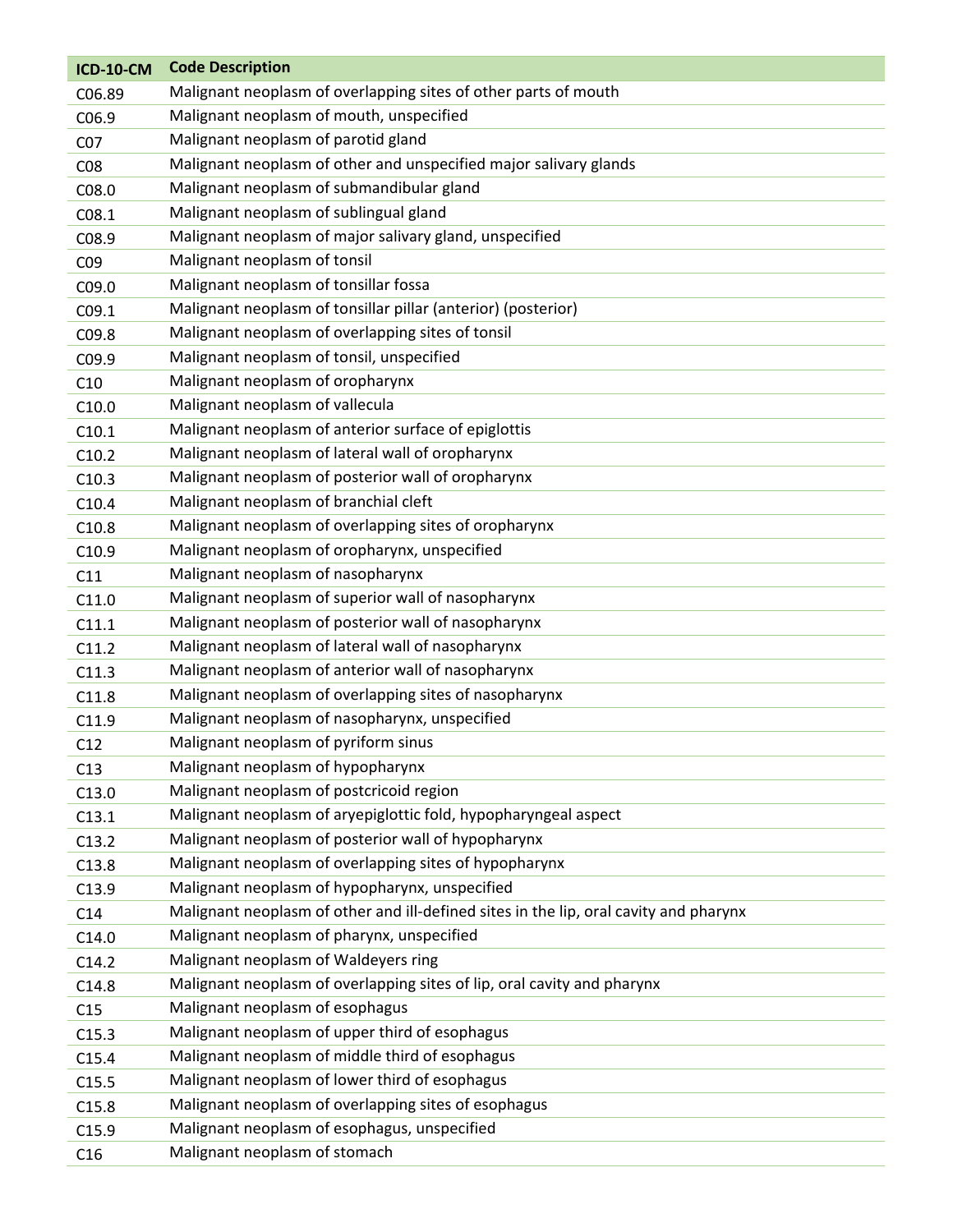| ICD-10-CM | Code Description |
| --- | --- |
| C06.89 | Malignant neoplasm of overlapping sites of other parts of mouth |
| C06.9 | Malignant neoplasm of mouth, unspecified |
| C07 | Malignant neoplasm of parotid gland |
| C08 | Malignant neoplasm of other and unspecified major salivary glands |
| C08.0 | Malignant neoplasm of submandibular gland |
| C08.1 | Malignant neoplasm of sublingual gland |
| C08.9 | Malignant neoplasm of major salivary gland, unspecified |
| C09 | Malignant neoplasm of tonsil |
| C09.0 | Malignant neoplasm of tonsillar fossa |
| C09.1 | Malignant neoplasm of tonsillar pillar (anterior) (posterior) |
| C09.8 | Malignant neoplasm of overlapping sites of tonsil |
| C09.9 | Malignant neoplasm of tonsil, unspecified |
| C10 | Malignant neoplasm of oropharynx |
| C10.0 | Malignant neoplasm of vallecula |
| C10.1 | Malignant neoplasm of anterior surface of epiglottis |
| C10.2 | Malignant neoplasm of lateral wall of oropharynx |
| C10.3 | Malignant neoplasm of posterior wall of oropharynx |
| C10.4 | Malignant neoplasm of branchial cleft |
| C10.8 | Malignant neoplasm of overlapping sites of oropharynx |
| C10.9 | Malignant neoplasm of oropharynx, unspecified |
| C11 | Malignant neoplasm of nasopharynx |
| C11.0 | Malignant neoplasm of superior wall of nasopharynx |
| C11.1 | Malignant neoplasm of posterior wall of nasopharynx |
| C11.2 | Malignant neoplasm of lateral wall of nasopharynx |
| C11.3 | Malignant neoplasm of anterior wall of nasopharynx |
| C11.8 | Malignant neoplasm of overlapping sites of nasopharynx |
| C11.9 | Malignant neoplasm of nasopharynx, unspecified |
| C12 | Malignant neoplasm of pyriform sinus |
| C13 | Malignant neoplasm of hypopharynx |
| C13.0 | Malignant neoplasm of postcricoid region |
| C13.1 | Malignant neoplasm of aryepiglottic fold, hypopharyngeal aspect |
| C13.2 | Malignant neoplasm of posterior wall of hypopharynx |
| C13.8 | Malignant neoplasm of overlapping sites of hypopharynx |
| C13.9 | Malignant neoplasm of hypopharynx, unspecified |
| C14 | Malignant neoplasm of other and ill-defined sites in the lip, oral cavity and pharynx |
| C14.0 | Malignant neoplasm of pharynx, unspecified |
| C14.2 | Malignant neoplasm of Waldeyers ring |
| C14.8 | Malignant neoplasm of overlapping sites of lip, oral cavity and pharynx |
| C15 | Malignant neoplasm of esophagus |
| C15.3 | Malignant neoplasm of upper third of esophagus |
| C15.4 | Malignant neoplasm of middle third of esophagus |
| C15.5 | Malignant neoplasm of lower third of esophagus |
| C15.8 | Malignant neoplasm of overlapping sites of esophagus |
| C15.9 | Malignant neoplasm of esophagus, unspecified |
| C16 | Malignant neoplasm of stomach |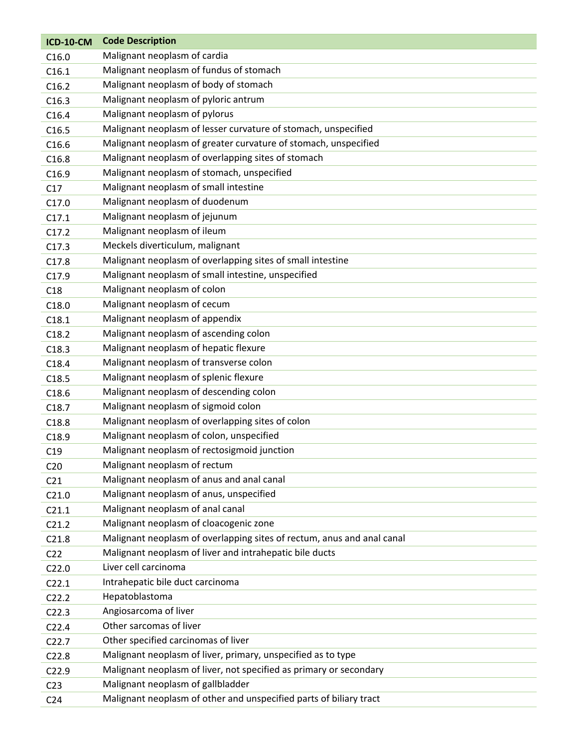| ICD-10-CM | Code Description |
|---|---|
| C16.0 | Malignant neoplasm of cardia |
| C16.1 | Malignant neoplasm of fundus of stomach |
| C16.2 | Malignant neoplasm of body of stomach |
| C16.3 | Malignant neoplasm of pyloric antrum |
| C16.4 | Malignant neoplasm of pylorus |
| C16.5 | Malignant neoplasm of lesser curvature of stomach, unspecified |
| C16.6 | Malignant neoplasm of greater curvature of stomach, unspecified |
| C16.8 | Malignant neoplasm of overlapping sites of stomach |
| C16.9 | Malignant neoplasm of stomach, unspecified |
| C17 | Malignant neoplasm of small intestine |
| C17.0 | Malignant neoplasm of duodenum |
| C17.1 | Malignant neoplasm of jejunum |
| C17.2 | Malignant neoplasm of ileum |
| C17.3 | Meckels diverticulum, malignant |
| C17.8 | Malignant neoplasm of overlapping sites of small intestine |
| C17.9 | Malignant neoplasm of small intestine, unspecified |
| C18 | Malignant neoplasm of colon |
| C18.0 | Malignant neoplasm of cecum |
| C18.1 | Malignant neoplasm of appendix |
| C18.2 | Malignant neoplasm of ascending colon |
| C18.3 | Malignant neoplasm of hepatic flexure |
| C18.4 | Malignant neoplasm of transverse colon |
| C18.5 | Malignant neoplasm of splenic flexure |
| C18.6 | Malignant neoplasm of descending colon |
| C18.7 | Malignant neoplasm of sigmoid colon |
| C18.8 | Malignant neoplasm of overlapping sites of colon |
| C18.9 | Malignant neoplasm of colon, unspecified |
| C19 | Malignant neoplasm of rectosigmoid junction |
| C20 | Malignant neoplasm of rectum |
| C21 | Malignant neoplasm of anus and anal canal |
| C21.0 | Malignant neoplasm of anus, unspecified |
| C21.1 | Malignant neoplasm of anal canal |
| C21.2 | Malignant neoplasm of cloacogenic zone |
| C21.8 | Malignant neoplasm of overlapping sites of rectum, anus and anal canal |
| C22 | Malignant neoplasm of liver and intrahepatic bile ducts |
| C22.0 | Liver cell carcinoma |
| C22.1 | Intrahepatic bile duct carcinoma |
| C22.2 | Hepatoblastoma |
| C22.3 | Angiosarcoma of liver |
| C22.4 | Other sarcomas of liver |
| C22.7 | Other specified carcinomas of liver |
| C22.8 | Malignant neoplasm of liver, primary, unspecified as to type |
| C22.9 | Malignant neoplasm of liver, not specified as primary or secondary |
| C23 | Malignant neoplasm of gallbladder |
| C24 | Malignant neoplasm of other and unspecified parts of biliary tract |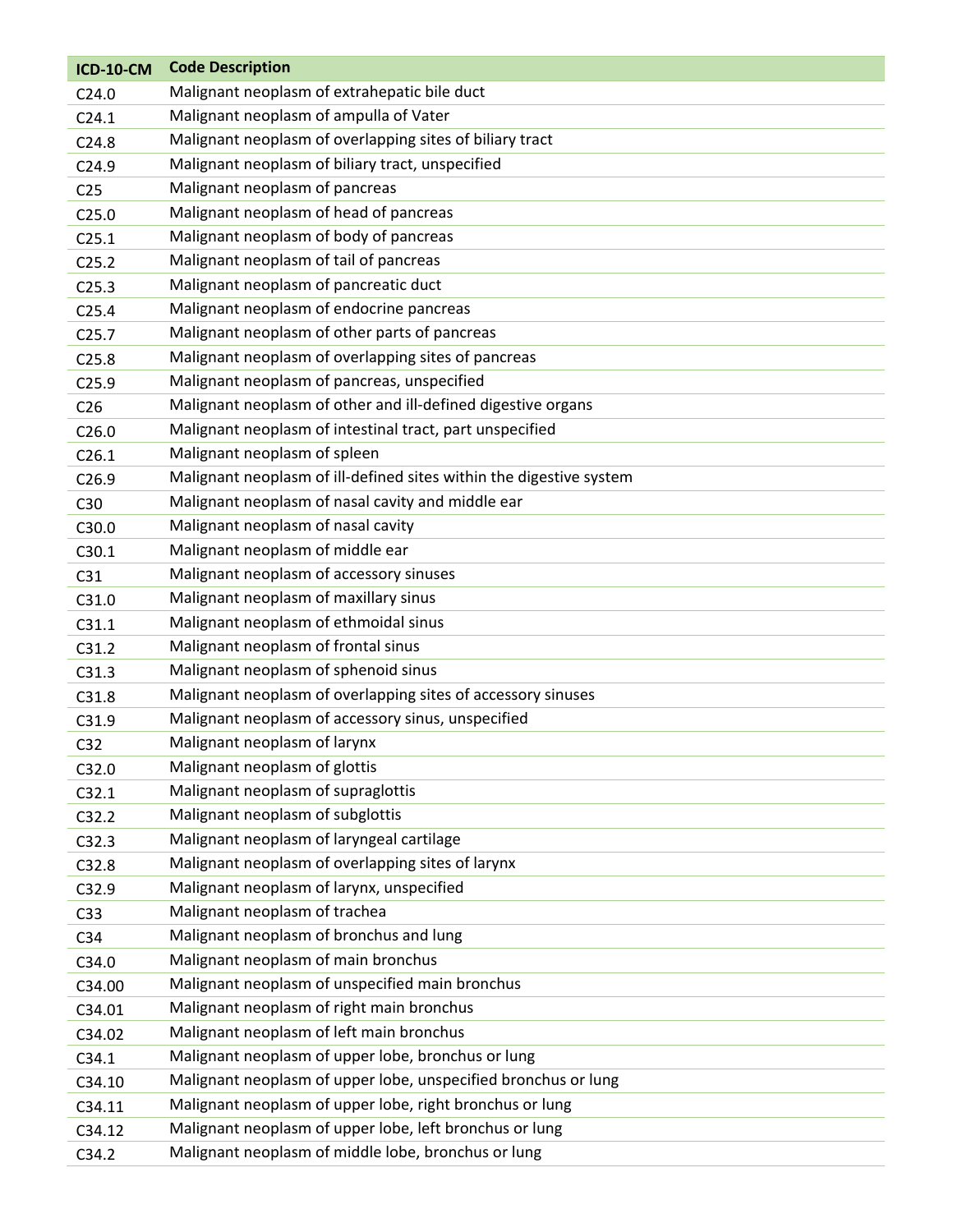| ICD-10-CM | Code Description |
|---|---|
| C24.0 | Malignant neoplasm of extrahepatic bile duct |
| C24.1 | Malignant neoplasm of ampulla of Vater |
| C24.8 | Malignant neoplasm of overlapping sites of biliary tract |
| C24.9 | Malignant neoplasm of biliary tract, unspecified |
| C25 | Malignant neoplasm of pancreas |
| C25.0 | Malignant neoplasm of head of pancreas |
| C25.1 | Malignant neoplasm of body of pancreas |
| C25.2 | Malignant neoplasm of tail of pancreas |
| C25.3 | Malignant neoplasm of pancreatic duct |
| C25.4 | Malignant neoplasm of endocrine pancreas |
| C25.7 | Malignant neoplasm of other parts of pancreas |
| C25.8 | Malignant neoplasm of overlapping sites of pancreas |
| C25.9 | Malignant neoplasm of pancreas, unspecified |
| C26 | Malignant neoplasm of other and ill-defined digestive organs |
| C26.0 | Malignant neoplasm of intestinal tract, part unspecified |
| C26.1 | Malignant neoplasm of spleen |
| C26.9 | Malignant neoplasm of ill-defined sites within the digestive system |
| C30 | Malignant neoplasm of nasal cavity and middle ear |
| C30.0 | Malignant neoplasm of nasal cavity |
| C30.1 | Malignant neoplasm of middle ear |
| C31 | Malignant neoplasm of accessory sinuses |
| C31.0 | Malignant neoplasm of maxillary sinus |
| C31.1 | Malignant neoplasm of ethmoidal sinus |
| C31.2 | Malignant neoplasm of frontal sinus |
| C31.3 | Malignant neoplasm of sphenoid sinus |
| C31.8 | Malignant neoplasm of overlapping sites of accessory sinuses |
| C31.9 | Malignant neoplasm of accessory sinus, unspecified |
| C32 | Malignant neoplasm of larynx |
| C32.0 | Malignant neoplasm of glottis |
| C32.1 | Malignant neoplasm of supraglottis |
| C32.2 | Malignant neoplasm of subglottis |
| C32.3 | Malignant neoplasm of laryngeal cartilage |
| C32.8 | Malignant neoplasm of overlapping sites of larynx |
| C32.9 | Malignant neoplasm of larynx, unspecified |
| C33 | Malignant neoplasm of trachea |
| C34 | Malignant neoplasm of bronchus and lung |
| C34.0 | Malignant neoplasm of main bronchus |
| C34.00 | Malignant neoplasm of unspecified main bronchus |
| C34.01 | Malignant neoplasm of right main bronchus |
| C34.02 | Malignant neoplasm of left main bronchus |
| C34.1 | Malignant neoplasm of upper lobe, bronchus or lung |
| C34.10 | Malignant neoplasm of upper lobe, unspecified bronchus or lung |
| C34.11 | Malignant neoplasm of upper lobe, right bronchus or lung |
| C34.12 | Malignant neoplasm of upper lobe, left bronchus or lung |
| C34.2 | Malignant neoplasm of middle lobe, bronchus or lung |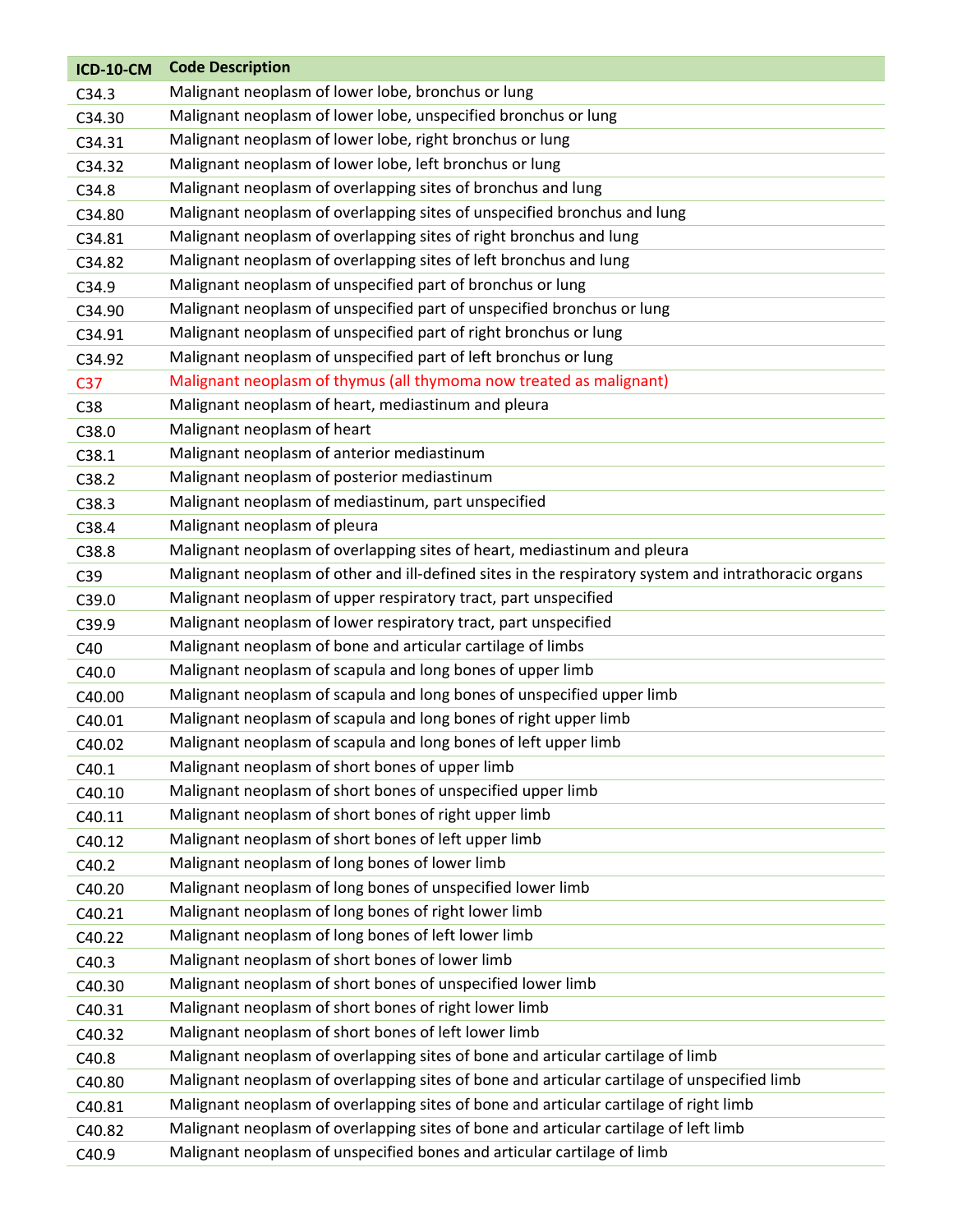| ICD-10-CM | Code Description |
| --- | --- |
| C34.3 | Malignant neoplasm of lower lobe, bronchus or lung |
| C34.30 | Malignant neoplasm of lower lobe, unspecified bronchus or lung |
| C34.31 | Malignant neoplasm of lower lobe, right bronchus or lung |
| C34.32 | Malignant neoplasm of lower lobe, left bronchus or lung |
| C34.8 | Malignant neoplasm of overlapping sites of bronchus and lung |
| C34.80 | Malignant neoplasm of overlapping sites of unspecified bronchus and lung |
| C34.81 | Malignant neoplasm of overlapping sites of right bronchus and lung |
| C34.82 | Malignant neoplasm of overlapping sites of left bronchus and lung |
| C34.9 | Malignant neoplasm of unspecified part of bronchus or lung |
| C34.90 | Malignant neoplasm of unspecified part of unspecified bronchus or lung |
| C34.91 | Malignant neoplasm of unspecified part of right bronchus or lung |
| C34.92 | Malignant neoplasm of unspecified part of left bronchus or lung |
| C37 | Malignant neoplasm of thymus (all thymoma now treated as malignant) |
| C38 | Malignant neoplasm of heart, mediastinum and pleura |
| C38.0 | Malignant neoplasm of heart |
| C38.1 | Malignant neoplasm of anterior mediastinum |
| C38.2 | Malignant neoplasm of posterior mediastinum |
| C38.3 | Malignant neoplasm of mediastinum, part unspecified |
| C38.4 | Malignant neoplasm of pleura |
| C38.8 | Malignant neoplasm of overlapping sites of heart, mediastinum and pleura |
| C39 | Malignant neoplasm of other and ill-defined sites in the respiratory system and intrathoracic organs |
| C39.0 | Malignant neoplasm of upper respiratory tract, part unspecified |
| C39.9 | Malignant neoplasm of lower respiratory tract, part unspecified |
| C40 | Malignant neoplasm of bone and articular cartilage of limbs |
| C40.0 | Malignant neoplasm of scapula and long bones of upper limb |
| C40.00 | Malignant neoplasm of scapula and long bones of unspecified upper limb |
| C40.01 | Malignant neoplasm of scapula and long bones of right upper limb |
| C40.02 | Malignant neoplasm of scapula and long bones of left upper limb |
| C40.1 | Malignant neoplasm of short bones of upper limb |
| C40.10 | Malignant neoplasm of short bones of unspecified upper limb |
| C40.11 | Malignant neoplasm of short bones of right upper limb |
| C40.12 | Malignant neoplasm of short bones of left upper limb |
| C40.2 | Malignant neoplasm of long bones of lower limb |
| C40.20 | Malignant neoplasm of long bones of unspecified lower limb |
| C40.21 | Malignant neoplasm of long bones of right lower limb |
| C40.22 | Malignant neoplasm of long bones of left lower limb |
| C40.3 | Malignant neoplasm of short bones of lower limb |
| C40.30 | Malignant neoplasm of short bones of unspecified lower limb |
| C40.31 | Malignant neoplasm of short bones of right lower limb |
| C40.32 | Malignant neoplasm of short bones of left lower limb |
| C40.8 | Malignant neoplasm of overlapping sites of bone and articular cartilage of limb |
| C40.80 | Malignant neoplasm of overlapping sites of bone and articular cartilage of unspecified limb |
| C40.81 | Malignant neoplasm of overlapping sites of bone and articular cartilage of right limb |
| C40.82 | Malignant neoplasm of overlapping sites of bone and articular cartilage of left limb |
| C40.9 | Malignant neoplasm of unspecified bones and articular cartilage of limb |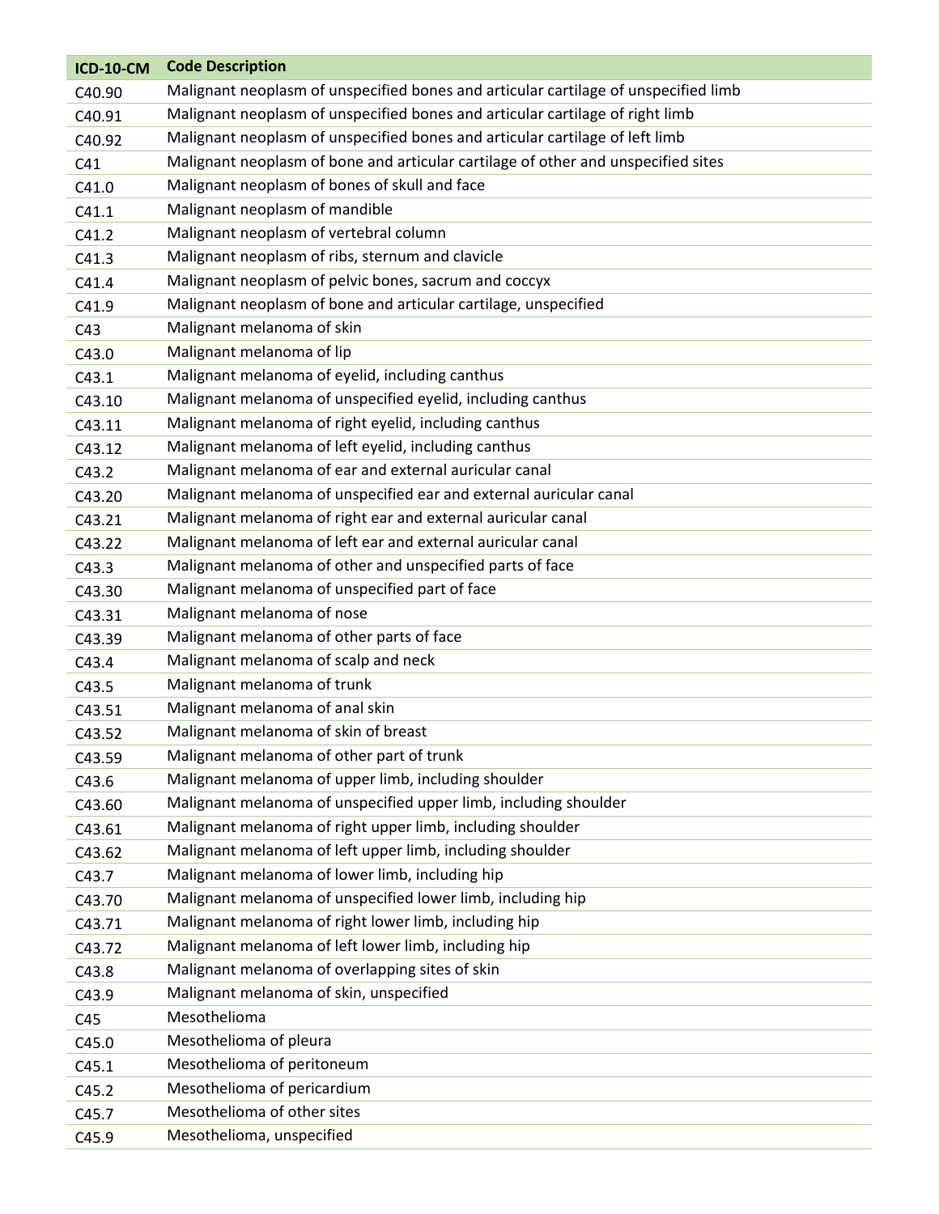| ICD-10-CM | Code Description |
|---|---|
| C40.90 | Malignant neoplasm of unspecified bones and articular cartilage of unspecified limb |
| C40.91 | Malignant neoplasm of unspecified bones and articular cartilage of right limb |
| C40.92 | Malignant neoplasm of unspecified bones and articular cartilage of left limb |
| C41 | Malignant neoplasm of bone and articular cartilage of other and unspecified sites |
| C41.0 | Malignant neoplasm of bones of skull and face |
| C41.1 | Malignant neoplasm of mandible |
| C41.2 | Malignant neoplasm of vertebral column |
| C41.3 | Malignant neoplasm of ribs, sternum and clavicle |
| C41.4 | Malignant neoplasm of pelvic bones, sacrum and coccyx |
| C41.9 | Malignant neoplasm of bone and articular cartilage, unspecified |
| C43 | Malignant melanoma of skin |
| C43.0 | Malignant melanoma of lip |
| C43.1 | Malignant melanoma of eyelid, including canthus |
| C43.10 | Malignant melanoma of unspecified eyelid, including canthus |
| C43.11 | Malignant melanoma of right eyelid, including canthus |
| C43.12 | Malignant melanoma of left eyelid, including canthus |
| C43.2 | Malignant melanoma of ear and external auricular canal |
| C43.20 | Malignant melanoma of unspecified ear and external auricular canal |
| C43.21 | Malignant melanoma of right ear and external auricular canal |
| C43.22 | Malignant melanoma of left ear and external auricular canal |
| C43.3 | Malignant melanoma of other and unspecified parts of face |
| C43.30 | Malignant melanoma of unspecified part of face |
| C43.31 | Malignant melanoma of nose |
| C43.39 | Malignant melanoma of other parts of face |
| C43.4 | Malignant melanoma of scalp and neck |
| C43.5 | Malignant melanoma of trunk |
| C43.51 | Malignant melanoma of anal skin |
| C43.52 | Malignant melanoma of skin of breast |
| C43.59 | Malignant melanoma of other part of trunk |
| C43.6 | Malignant melanoma of upper limb, including shoulder |
| C43.60 | Malignant melanoma of unspecified upper limb, including shoulder |
| C43.61 | Malignant melanoma of right upper limb, including shoulder |
| C43.62 | Malignant melanoma of left upper limb, including shoulder |
| C43.7 | Malignant melanoma of lower limb, including hip |
| C43.70 | Malignant melanoma of unspecified lower limb, including hip |
| C43.71 | Malignant melanoma of right lower limb, including hip |
| C43.72 | Malignant melanoma of left lower limb, including hip |
| C43.8 | Malignant melanoma of overlapping sites of skin |
| C43.9 | Malignant melanoma of skin, unspecified |
| C45 | Mesothelioma |
| C45.0 | Mesothelioma of pleura |
| C45.1 | Mesothelioma of peritoneum |
| C45.2 | Mesothelioma of pericardium |
| C45.7 | Mesothelioma of other sites |
| C45.9 | Mesothelioma, unspecified |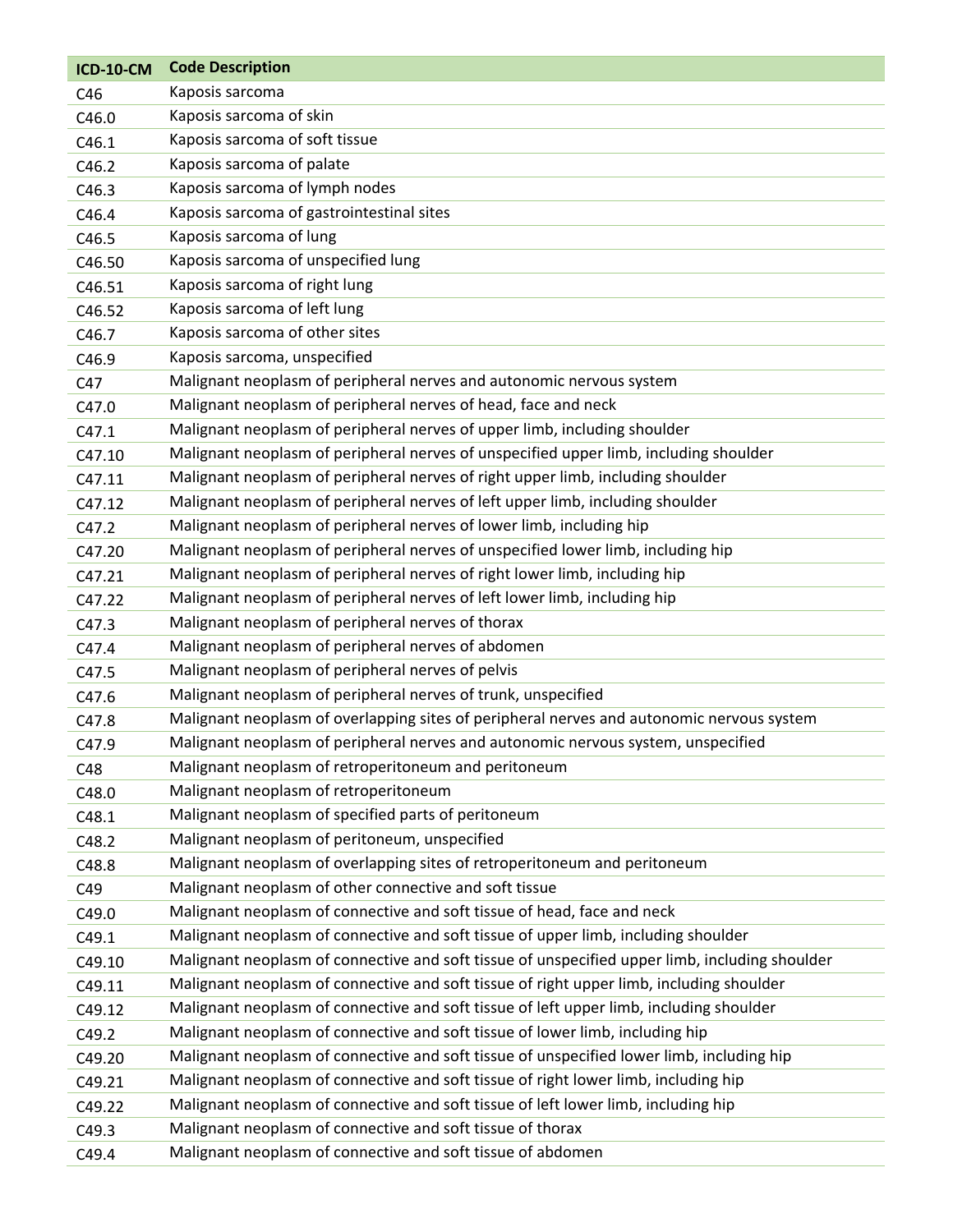| ICD-10-CM | Code Description |
|---|---|
| C46 | Kaposis sarcoma |
| C46.0 | Kaposis sarcoma of skin |
| C46.1 | Kaposis sarcoma of soft tissue |
| C46.2 | Kaposis sarcoma of palate |
| C46.3 | Kaposis sarcoma of lymph nodes |
| C46.4 | Kaposis sarcoma of gastrointestinal sites |
| C46.5 | Kaposis sarcoma of lung |
| C46.50 | Kaposis sarcoma of unspecified lung |
| C46.51 | Kaposis sarcoma of right lung |
| C46.52 | Kaposis sarcoma of left lung |
| C46.7 | Kaposis sarcoma of other sites |
| C46.9 | Kaposis sarcoma, unspecified |
| C47 | Malignant neoplasm of peripheral nerves and autonomic nervous system |
| C47.0 | Malignant neoplasm of peripheral nerves of head, face and neck |
| C47.1 | Malignant neoplasm of peripheral nerves of upper limb, including shoulder |
| C47.10 | Malignant neoplasm of peripheral nerves of unspecified upper limb, including shoulder |
| C47.11 | Malignant neoplasm of peripheral nerves of right upper limb, including shoulder |
| C47.12 | Malignant neoplasm of peripheral nerves of left upper limb, including shoulder |
| C47.2 | Malignant neoplasm of peripheral nerves of lower limb, including hip |
| C47.20 | Malignant neoplasm of peripheral nerves of unspecified lower limb, including hip |
| C47.21 | Malignant neoplasm of peripheral nerves of right lower limb, including hip |
| C47.22 | Malignant neoplasm of peripheral nerves of left lower limb, including hip |
| C47.3 | Malignant neoplasm of peripheral nerves of thorax |
| C47.4 | Malignant neoplasm of peripheral nerves of abdomen |
| C47.5 | Malignant neoplasm of peripheral nerves of pelvis |
| C47.6 | Malignant neoplasm of peripheral nerves of trunk, unspecified |
| C47.8 | Malignant neoplasm of overlapping sites of peripheral nerves and autonomic nervous system |
| C47.9 | Malignant neoplasm of peripheral nerves and autonomic nervous system, unspecified |
| C48 | Malignant neoplasm of retroperitoneum and peritoneum |
| C48.0 | Malignant neoplasm of retroperitoneum |
| C48.1 | Malignant neoplasm of specified parts of peritoneum |
| C48.2 | Malignant neoplasm of peritoneum, unspecified |
| C48.8 | Malignant neoplasm of overlapping sites of retroperitoneum and peritoneum |
| C49 | Malignant neoplasm of other connective and soft tissue |
| C49.0 | Malignant neoplasm of connective and soft tissue of head, face and neck |
| C49.1 | Malignant neoplasm of connective and soft tissue of upper limb, including shoulder |
| C49.10 | Malignant neoplasm of connective and soft tissue of unspecified upper limb, including shoulder |
| C49.11 | Malignant neoplasm of connective and soft tissue of right upper limb, including shoulder |
| C49.12 | Malignant neoplasm of connective and soft tissue of left upper limb, including shoulder |
| C49.2 | Malignant neoplasm of connective and soft tissue of lower limb, including hip |
| C49.20 | Malignant neoplasm of connective and soft tissue of unspecified lower limb, including hip |
| C49.21 | Malignant neoplasm of connective and soft tissue of right lower limb, including hip |
| C49.22 | Malignant neoplasm of connective and soft tissue of left lower limb, including hip |
| C49.3 | Malignant neoplasm of connective and soft tissue of thorax |
| C49.4 | Malignant neoplasm of connective and soft tissue of abdomen |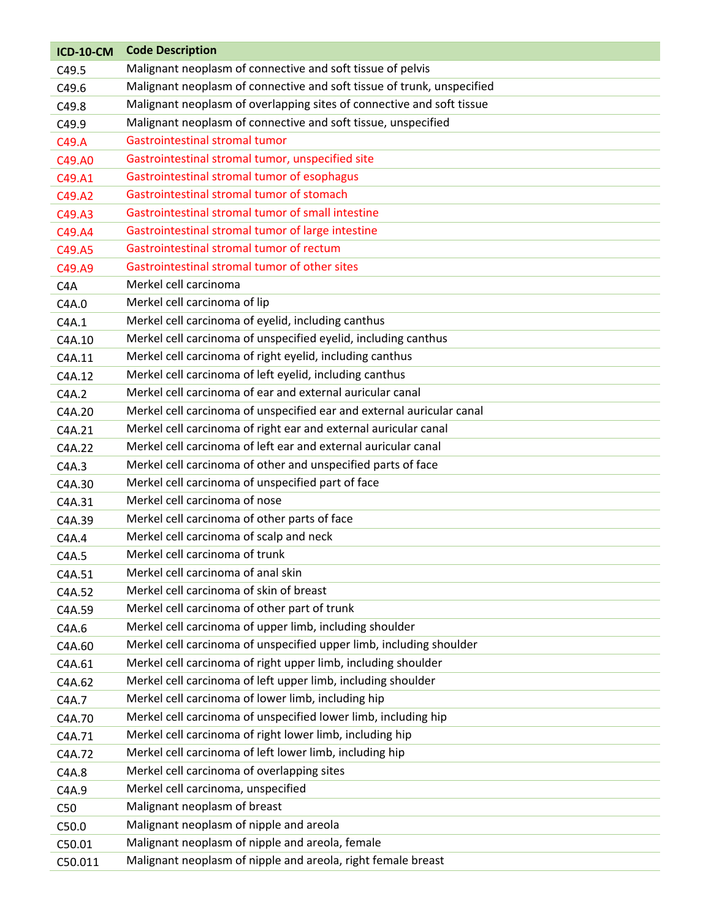| ICD-10-CM | Code Description |
| --- | --- |
| C49.5 | Malignant neoplasm of connective and soft tissue of pelvis |
| C49.6 | Malignant neoplasm of connective and soft tissue of trunk, unspecified |
| C49.8 | Malignant neoplasm of overlapping sites of connective and soft tissue |
| C49.9 | Malignant neoplasm of connective and soft tissue, unspecified |
| C49.A | Gastrointestinal stromal tumor |
| C49.A0 | Gastrointestinal stromal tumor, unspecified site |
| C49.A1 | Gastrointestinal stromal tumor of esophagus |
| C49.A2 | Gastrointestinal stromal tumor of stomach |
| C49.A3 | Gastrointestinal stromal tumor of small intestine |
| C49.A4 | Gastrointestinal stromal tumor of large intestine |
| C49.A5 | Gastrointestinal stromal tumor of rectum |
| C49.A9 | Gastrointestinal stromal tumor of other sites |
| C4A | Merkel cell carcinoma |
| C4A.0 | Merkel cell carcinoma of lip |
| C4A.1 | Merkel cell carcinoma of eyelid, including canthus |
| C4A.10 | Merkel cell carcinoma of unspecified eyelid, including canthus |
| C4A.11 | Merkel cell carcinoma of right eyelid, including canthus |
| C4A.12 | Merkel cell carcinoma of left eyelid, including canthus |
| C4A.2 | Merkel cell carcinoma of ear and external auricular canal |
| C4A.20 | Merkel cell carcinoma of unspecified ear and external auricular canal |
| C4A.21 | Merkel cell carcinoma of right ear and external auricular canal |
| C4A.22 | Merkel cell carcinoma of left ear and external auricular canal |
| C4A.3 | Merkel cell carcinoma of other and unspecified parts of face |
| C4A.30 | Merkel cell carcinoma of unspecified part of face |
| C4A.31 | Merkel cell carcinoma of nose |
| C4A.39 | Merkel cell carcinoma of other parts of face |
| C4A.4 | Merkel cell carcinoma of scalp and neck |
| C4A.5 | Merkel cell carcinoma of trunk |
| C4A.51 | Merkel cell carcinoma of anal skin |
| C4A.52 | Merkel cell carcinoma of skin of breast |
| C4A.59 | Merkel cell carcinoma of other part of trunk |
| C4A.6 | Merkel cell carcinoma of upper limb, including shoulder |
| C4A.60 | Merkel cell carcinoma of unspecified upper limb, including shoulder |
| C4A.61 | Merkel cell carcinoma of right upper limb, including shoulder |
| C4A.62 | Merkel cell carcinoma of left upper limb, including shoulder |
| C4A.7 | Merkel cell carcinoma of lower limb, including hip |
| C4A.70 | Merkel cell carcinoma of unspecified lower limb, including hip |
| C4A.71 | Merkel cell carcinoma of right lower limb, including hip |
| C4A.72 | Merkel cell carcinoma of left lower limb, including hip |
| C4A.8 | Merkel cell carcinoma of overlapping sites |
| C4A.9 | Merkel cell carcinoma, unspecified |
| C50 | Malignant neoplasm of breast |
| C50.0 | Malignant neoplasm of nipple and areola |
| C50.01 | Malignant neoplasm of nipple and areola, female |
| C50.011 | Malignant neoplasm of nipple and areola, right female breast |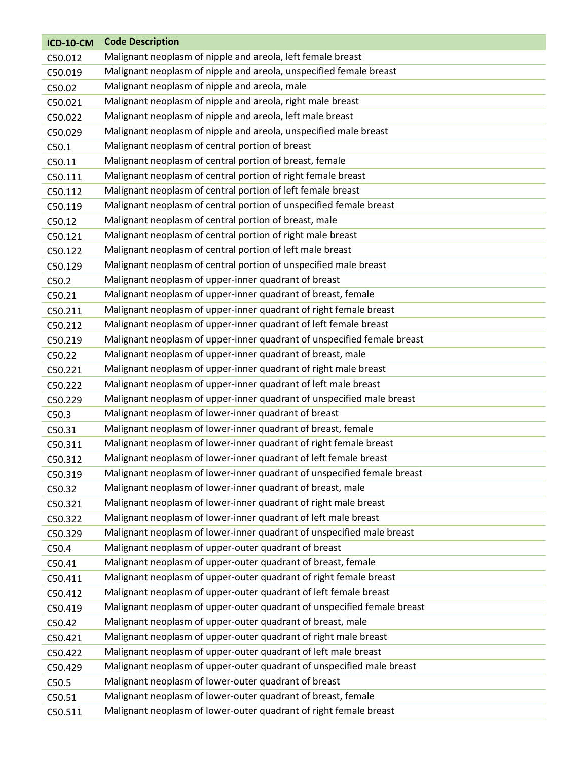| ICD-10-CM | Code Description |
|---|---|
| C50.012 | Malignant neoplasm of nipple and areola, left female breast |
| C50.019 | Malignant neoplasm of nipple and areola, unspecified female breast |
| C50.02 | Malignant neoplasm of nipple and areola, male |
| C50.021 | Malignant neoplasm of nipple and areola, right male breast |
| C50.022 | Malignant neoplasm of nipple and areola, left male breast |
| C50.029 | Malignant neoplasm of nipple and areola, unspecified male breast |
| C50.1 | Malignant neoplasm of central portion of breast |
| C50.11 | Malignant neoplasm of central portion of breast, female |
| C50.111 | Malignant neoplasm of central portion of right female breast |
| C50.112 | Malignant neoplasm of central portion of left female breast |
| C50.119 | Malignant neoplasm of central portion of unspecified female breast |
| C50.12 | Malignant neoplasm of central portion of breast, male |
| C50.121 | Malignant neoplasm of central portion of right male breast |
| C50.122 | Malignant neoplasm of central portion of left male breast |
| C50.129 | Malignant neoplasm of central portion of unspecified male breast |
| C50.2 | Malignant neoplasm of upper-inner quadrant of breast |
| C50.21 | Malignant neoplasm of upper-inner quadrant of breast, female |
| C50.211 | Malignant neoplasm of upper-inner quadrant of right female breast |
| C50.212 | Malignant neoplasm of upper-inner quadrant of left female breast |
| C50.219 | Malignant neoplasm of upper-inner quadrant of unspecified female breast |
| C50.22 | Malignant neoplasm of upper-inner quadrant of breast, male |
| C50.221 | Malignant neoplasm of upper-inner quadrant of right male breast |
| C50.222 | Malignant neoplasm of upper-inner quadrant of left male breast |
| C50.229 | Malignant neoplasm of upper-inner quadrant of unspecified male breast |
| C50.3 | Malignant neoplasm of lower-inner quadrant of breast |
| C50.31 | Malignant neoplasm of lower-inner quadrant of breast, female |
| C50.311 | Malignant neoplasm of lower-inner quadrant of right female breast |
| C50.312 | Malignant neoplasm of lower-inner quadrant of left female breast |
| C50.319 | Malignant neoplasm of lower-inner quadrant of unspecified female breast |
| C50.32 | Malignant neoplasm of lower-inner quadrant of breast, male |
| C50.321 | Malignant neoplasm of lower-inner quadrant of right male breast |
| C50.322 | Malignant neoplasm of lower-inner quadrant of left male breast |
| C50.329 | Malignant neoplasm of lower-inner quadrant of unspecified male breast |
| C50.4 | Malignant neoplasm of upper-outer quadrant of breast |
| C50.41 | Malignant neoplasm of upper-outer quadrant of breast, female |
| C50.411 | Malignant neoplasm of upper-outer quadrant of right female breast |
| C50.412 | Malignant neoplasm of upper-outer quadrant of left female breast |
| C50.419 | Malignant neoplasm of upper-outer quadrant of unspecified female breast |
| C50.42 | Malignant neoplasm of upper-outer quadrant of breast, male |
| C50.421 | Malignant neoplasm of upper-outer quadrant of right male breast |
| C50.422 | Malignant neoplasm of upper-outer quadrant of left male breast |
| C50.429 | Malignant neoplasm of upper-outer quadrant of unspecified male breast |
| C50.5 | Malignant neoplasm of lower-outer quadrant of breast |
| C50.51 | Malignant neoplasm of lower-outer quadrant of breast, female |
| C50.511 | Malignant neoplasm of lower-outer quadrant of right female breast |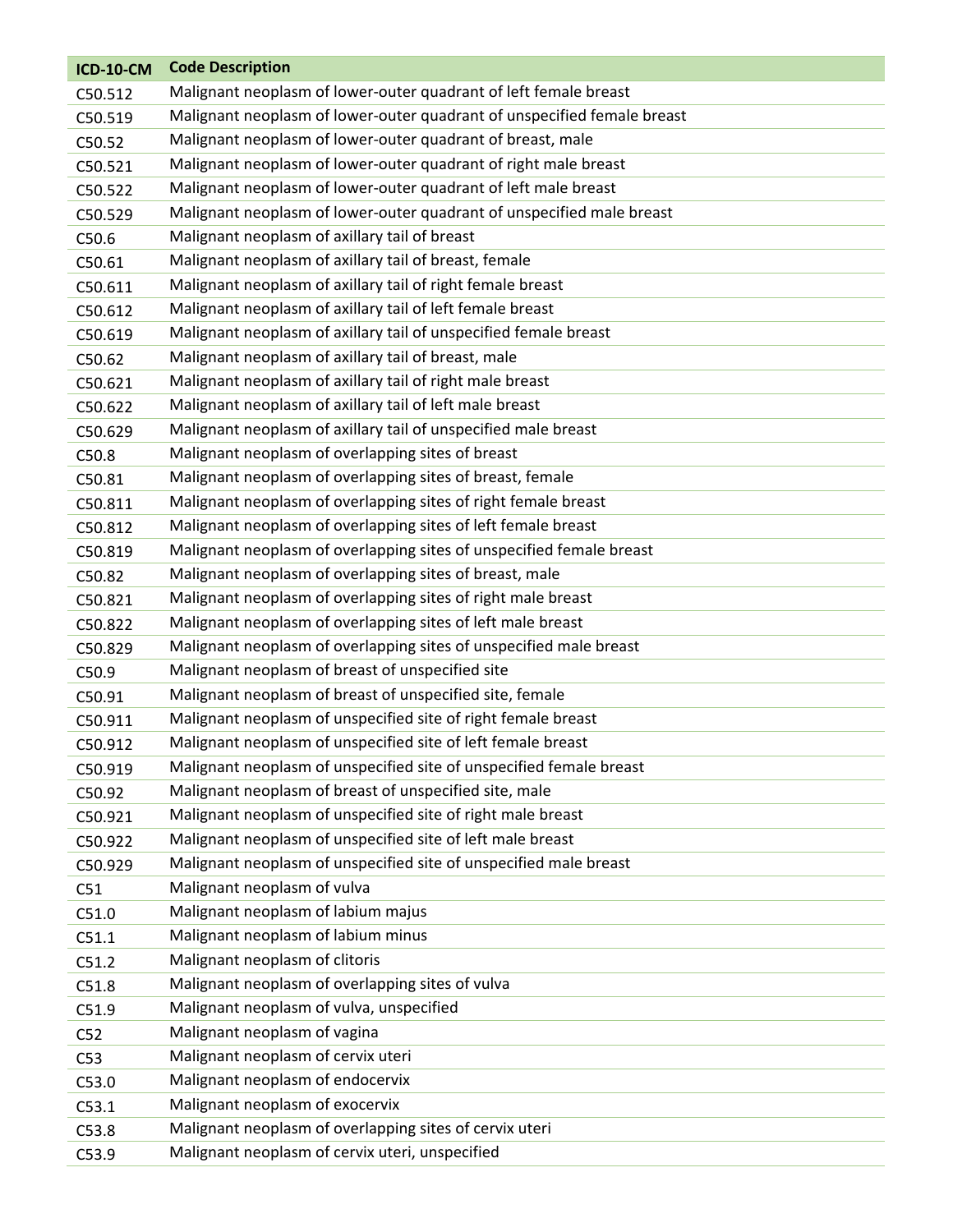| ICD-10-CM | Code Description |
| --- | --- |
| C50.512 | Malignant neoplasm of lower-outer quadrant of left female breast |
| C50.519 | Malignant neoplasm of lower-outer quadrant of unspecified female breast |
| C50.52 | Malignant neoplasm of lower-outer quadrant of breast, male |
| C50.521 | Malignant neoplasm of lower-outer quadrant of right male breast |
| C50.522 | Malignant neoplasm of lower-outer quadrant of left male breast |
| C50.529 | Malignant neoplasm of lower-outer quadrant of unspecified male breast |
| C50.6 | Malignant neoplasm of axillary tail of breast |
| C50.61 | Malignant neoplasm of axillary tail of breast, female |
| C50.611 | Malignant neoplasm of axillary tail of right female breast |
| C50.612 | Malignant neoplasm of axillary tail of left female breast |
| C50.619 | Malignant neoplasm of axillary tail of unspecified female breast |
| C50.62 | Malignant neoplasm of axillary tail of breast, male |
| C50.621 | Malignant neoplasm of axillary tail of right male breast |
| C50.622 | Malignant neoplasm of axillary tail of left male breast |
| C50.629 | Malignant neoplasm of axillary tail of unspecified male breast |
| C50.8 | Malignant neoplasm of overlapping sites of breast |
| C50.81 | Malignant neoplasm of overlapping sites of breast, female |
| C50.811 | Malignant neoplasm of overlapping sites of right female breast |
| C50.812 | Malignant neoplasm of overlapping sites of left female breast |
| C50.819 | Malignant neoplasm of overlapping sites of unspecified female breast |
| C50.82 | Malignant neoplasm of overlapping sites of breast, male |
| C50.821 | Malignant neoplasm of overlapping sites of right male breast |
| C50.822 | Malignant neoplasm of overlapping sites of left male breast |
| C50.829 | Malignant neoplasm of overlapping sites of unspecified male breast |
| C50.9 | Malignant neoplasm of breast of unspecified site |
| C50.91 | Malignant neoplasm of breast of unspecified site, female |
| C50.911 | Malignant neoplasm of unspecified site of right female breast |
| C50.912 | Malignant neoplasm of unspecified site of left female breast |
| C50.919 | Malignant neoplasm of unspecified site of unspecified female breast |
| C50.92 | Malignant neoplasm of breast of unspecified site, male |
| C50.921 | Malignant neoplasm of unspecified site of right male breast |
| C50.922 | Malignant neoplasm of unspecified site of left male breast |
| C50.929 | Malignant neoplasm of unspecified site of unspecified male breast |
| C51 | Malignant neoplasm of vulva |
| C51.0 | Malignant neoplasm of labium majus |
| C51.1 | Malignant neoplasm of labium minus |
| C51.2 | Malignant neoplasm of clitoris |
| C51.8 | Malignant neoplasm of overlapping sites of vulva |
| C51.9 | Malignant neoplasm of vulva, unspecified |
| C52 | Malignant neoplasm of vagina |
| C53 | Malignant neoplasm of cervix uteri |
| C53.0 | Malignant neoplasm of endocervix |
| C53.1 | Malignant neoplasm of exocervix |
| C53.8 | Malignant neoplasm of overlapping sites of cervix uteri |
| C53.9 | Malignant neoplasm of cervix uteri, unspecified |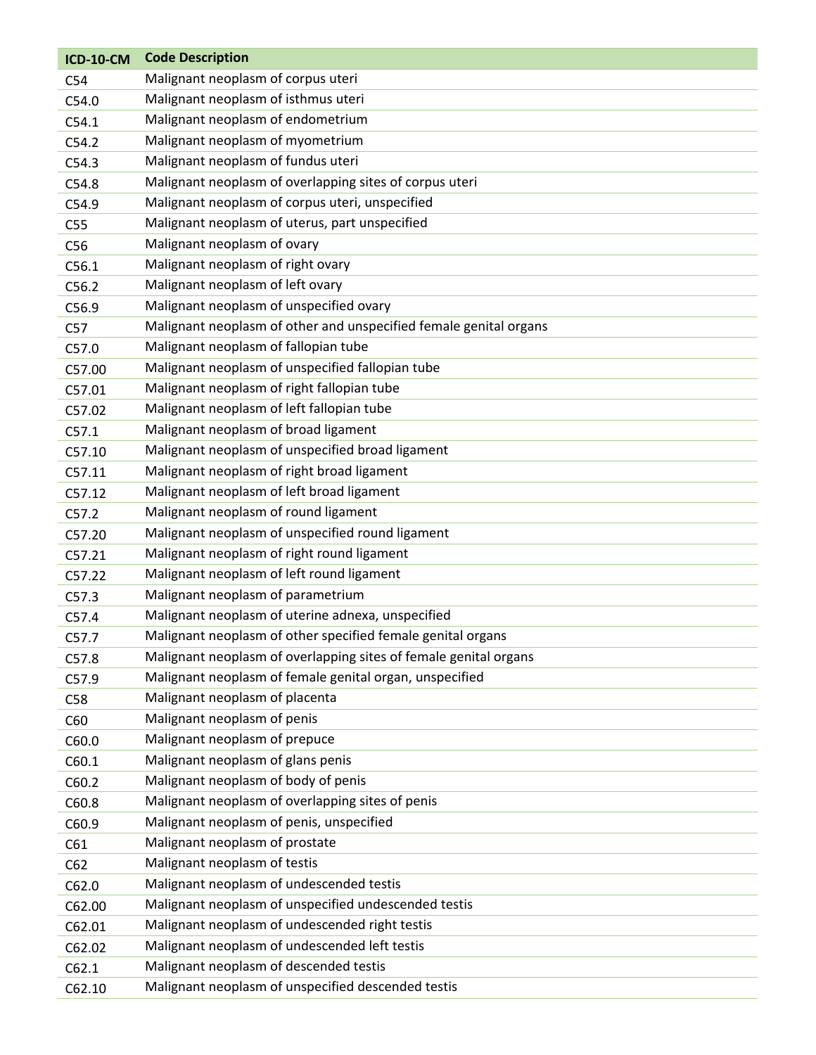| ICD-10-CM | Code Description |
|---|---|
| C54 | Malignant neoplasm of corpus uteri |
| C54.0 | Malignant neoplasm of isthmus uteri |
| C54.1 | Malignant neoplasm of endometrium |
| C54.2 | Malignant neoplasm of myometrium |
| C54.3 | Malignant neoplasm of fundus uteri |
| C54.8 | Malignant neoplasm of overlapping sites of corpus uteri |
| C54.9 | Malignant neoplasm of corpus uteri, unspecified |
| C55 | Malignant neoplasm of uterus, part unspecified |
| C56 | Malignant neoplasm of ovary |
| C56.1 | Malignant neoplasm of right ovary |
| C56.2 | Malignant neoplasm of left ovary |
| C56.9 | Malignant neoplasm of unspecified ovary |
| C57 | Malignant neoplasm of other and unspecified female genital organs |
| C57.0 | Malignant neoplasm of fallopian tube |
| C57.00 | Malignant neoplasm of unspecified fallopian tube |
| C57.01 | Malignant neoplasm of right fallopian tube |
| C57.02 | Malignant neoplasm of left fallopian tube |
| C57.1 | Malignant neoplasm of broad ligament |
| C57.10 | Malignant neoplasm of unspecified broad ligament |
| C57.11 | Malignant neoplasm of right broad ligament |
| C57.12 | Malignant neoplasm of left broad ligament |
| C57.2 | Malignant neoplasm of round ligament |
| C57.20 | Malignant neoplasm of unspecified round ligament |
| C57.21 | Malignant neoplasm of right round ligament |
| C57.22 | Malignant neoplasm of left round ligament |
| C57.3 | Malignant neoplasm of parametrium |
| C57.4 | Malignant neoplasm of uterine adnexa, unspecified |
| C57.7 | Malignant neoplasm of other specified female genital organs |
| C57.8 | Malignant neoplasm of overlapping sites of female genital organs |
| C57.9 | Malignant neoplasm of female genital organ, unspecified |
| C58 | Malignant neoplasm of placenta |
| C60 | Malignant neoplasm of penis |
| C60.0 | Malignant neoplasm of prepuce |
| C60.1 | Malignant neoplasm of glans penis |
| C60.2 | Malignant neoplasm of body of penis |
| C60.8 | Malignant neoplasm of overlapping sites of penis |
| C60.9 | Malignant neoplasm of penis, unspecified |
| C61 | Malignant neoplasm of prostate |
| C62 | Malignant neoplasm of testis |
| C62.0 | Malignant neoplasm of undescended testis |
| C62.00 | Malignant neoplasm of unspecified undescended testis |
| C62.01 | Malignant neoplasm of undescended right testis |
| C62.02 | Malignant neoplasm of undescended left testis |
| C62.1 | Malignant neoplasm of descended testis |
| C62.10 | Malignant neoplasm of unspecified descended testis |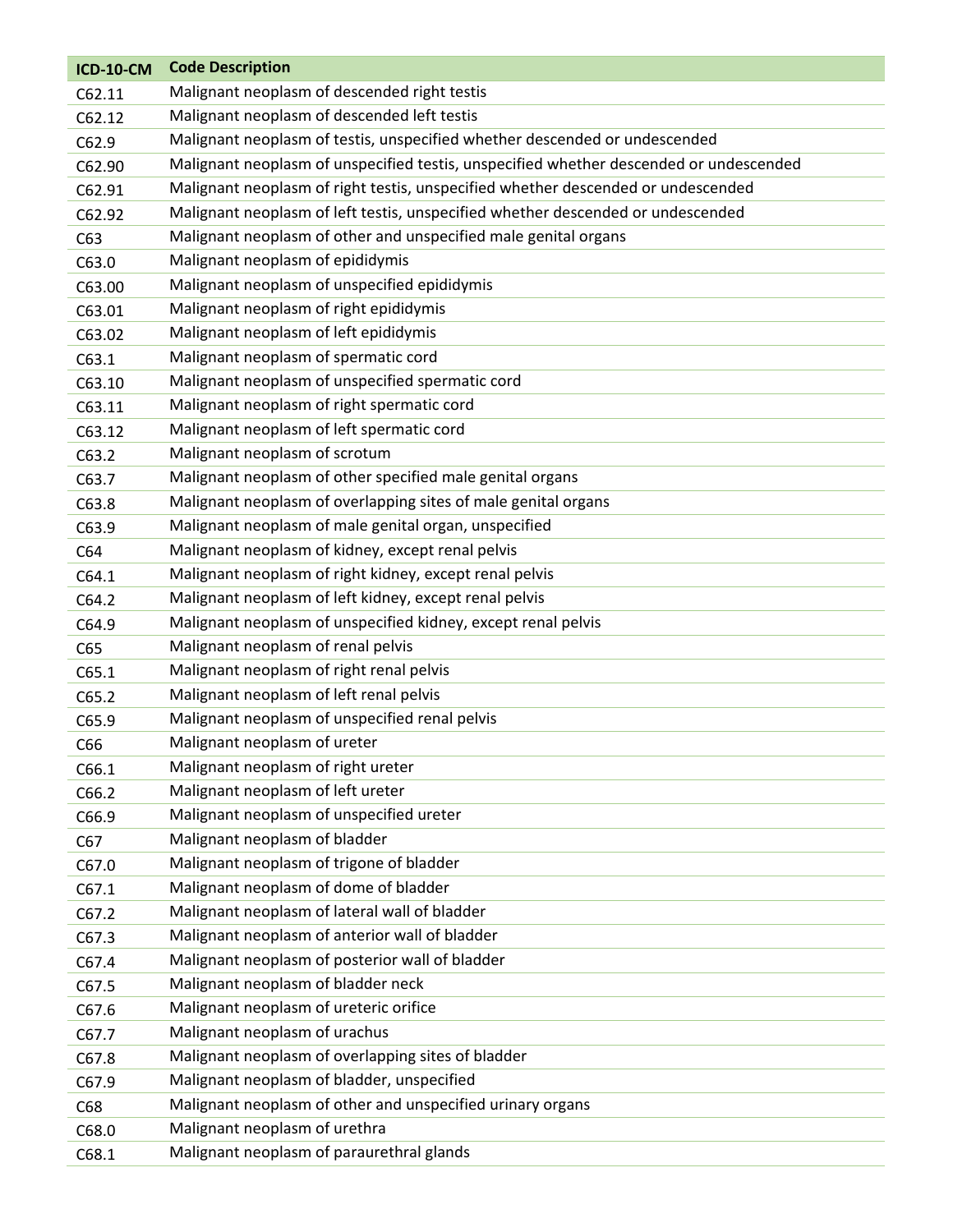| ICD-10-CM | Code Description |
|---|---|
| C62.11 | Malignant neoplasm of descended right testis |
| C62.12 | Malignant neoplasm of descended left testis |
| C62.9 | Malignant neoplasm of testis, unspecified whether descended or undescended |
| C62.90 | Malignant neoplasm of unspecified testis, unspecified whether descended or undescended |
| C62.91 | Malignant neoplasm of right testis, unspecified whether descended or undescended |
| C62.92 | Malignant neoplasm of left testis, unspecified whether descended or undescended |
| C63 | Malignant neoplasm of other and unspecified male genital organs |
| C63.0 | Malignant neoplasm of epididymis |
| C63.00 | Malignant neoplasm of unspecified epididymis |
| C63.01 | Malignant neoplasm of right epididymis |
| C63.02 | Malignant neoplasm of left epididymis |
| C63.1 | Malignant neoplasm of spermatic cord |
| C63.10 | Malignant neoplasm of unspecified spermatic cord |
| C63.11 | Malignant neoplasm of right spermatic cord |
| C63.12 | Malignant neoplasm of left spermatic cord |
| C63.2 | Malignant neoplasm of scrotum |
| C63.7 | Malignant neoplasm of other specified male genital organs |
| C63.8 | Malignant neoplasm of overlapping sites of male genital organs |
| C63.9 | Malignant neoplasm of male genital organ, unspecified |
| C64 | Malignant neoplasm of kidney, except renal pelvis |
| C64.1 | Malignant neoplasm of right kidney, except renal pelvis |
| C64.2 | Malignant neoplasm of left kidney, except renal pelvis |
| C64.9 | Malignant neoplasm of unspecified kidney, except renal pelvis |
| C65 | Malignant neoplasm of renal pelvis |
| C65.1 | Malignant neoplasm of right renal pelvis |
| C65.2 | Malignant neoplasm of left renal pelvis |
| C65.9 | Malignant neoplasm of unspecified renal pelvis |
| C66 | Malignant neoplasm of ureter |
| C66.1 | Malignant neoplasm of right ureter |
| C66.2 | Malignant neoplasm of left ureter |
| C66.9 | Malignant neoplasm of unspecified ureter |
| C67 | Malignant neoplasm of bladder |
| C67.0 | Malignant neoplasm of trigone of bladder |
| C67.1 | Malignant neoplasm of dome of bladder |
| C67.2 | Malignant neoplasm of lateral wall of bladder |
| C67.3 | Malignant neoplasm of anterior wall of bladder |
| C67.4 | Malignant neoplasm of posterior wall of bladder |
| C67.5 | Malignant neoplasm of bladder neck |
| C67.6 | Malignant neoplasm of ureteric orifice |
| C67.7 | Malignant neoplasm of urachus |
| C67.8 | Malignant neoplasm of overlapping sites of bladder |
| C67.9 | Malignant neoplasm of bladder, unspecified |
| C68 | Malignant neoplasm of other and unspecified urinary organs |
| C68.0 | Malignant neoplasm of urethra |
| C68.1 | Malignant neoplasm of paraurethral glands |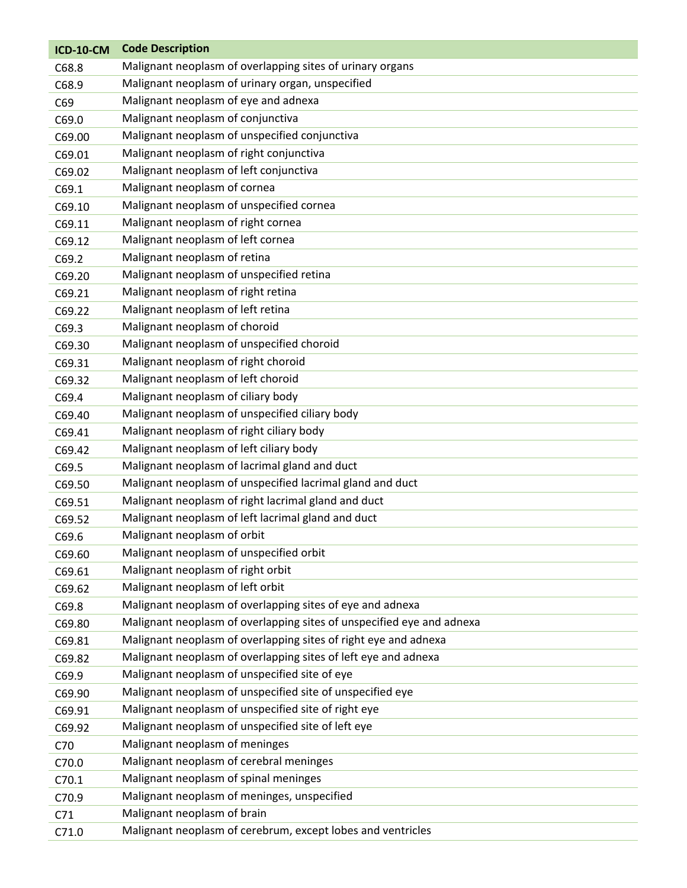| ICD-10-CM | Code Description |
|---|---|
| C68.8 | Malignant neoplasm of overlapping sites of urinary organs |
| C68.9 | Malignant neoplasm of urinary organ, unspecified |
| C69 | Malignant neoplasm of eye and adnexa |
| C69.0 | Malignant neoplasm of conjunctiva |
| C69.00 | Malignant neoplasm of unspecified conjunctiva |
| C69.01 | Malignant neoplasm of right conjunctiva |
| C69.02 | Malignant neoplasm of left conjunctiva |
| C69.1 | Malignant neoplasm of cornea |
| C69.10 | Malignant neoplasm of unspecified cornea |
| C69.11 | Malignant neoplasm of right cornea |
| C69.12 | Malignant neoplasm of left cornea |
| C69.2 | Malignant neoplasm of retina |
| C69.20 | Malignant neoplasm of unspecified retina |
| C69.21 | Malignant neoplasm of right retina |
| C69.22 | Malignant neoplasm of left retina |
| C69.3 | Malignant neoplasm of choroid |
| C69.30 | Malignant neoplasm of unspecified choroid |
| C69.31 | Malignant neoplasm of right choroid |
| C69.32 | Malignant neoplasm of left choroid |
| C69.4 | Malignant neoplasm of ciliary body |
| C69.40 | Malignant neoplasm of unspecified ciliary body |
| C69.41 | Malignant neoplasm of right ciliary body |
| C69.42 | Malignant neoplasm of left ciliary body |
| C69.5 | Malignant neoplasm of lacrimal gland and duct |
| C69.50 | Malignant neoplasm of unspecified lacrimal gland and duct |
| C69.51 | Malignant neoplasm of right lacrimal gland and duct |
| C69.52 | Malignant neoplasm of left lacrimal gland and duct |
| C69.6 | Malignant neoplasm of orbit |
| C69.60 | Malignant neoplasm of unspecified orbit |
| C69.61 | Malignant neoplasm of right orbit |
| C69.62 | Malignant neoplasm of left orbit |
| C69.8 | Malignant neoplasm of overlapping sites of eye and adnexa |
| C69.80 | Malignant neoplasm of overlapping sites of unspecified eye and adnexa |
| C69.81 | Malignant neoplasm of overlapping sites of right eye and adnexa |
| C69.82 | Malignant neoplasm of overlapping sites of left eye and adnexa |
| C69.9 | Malignant neoplasm of unspecified site of eye |
| C69.90 | Malignant neoplasm of unspecified site of unspecified eye |
| C69.91 | Malignant neoplasm of unspecified site of right eye |
| C69.92 | Malignant neoplasm of unspecified site of left eye |
| C70 | Malignant neoplasm of meninges |
| C70.0 | Malignant neoplasm of cerebral meninges |
| C70.1 | Malignant neoplasm of spinal meninges |
| C70.9 | Malignant neoplasm of meninges, unspecified |
| C71 | Malignant neoplasm of brain |
| C71.0 | Malignant neoplasm of cerebrum, except lobes and ventricles |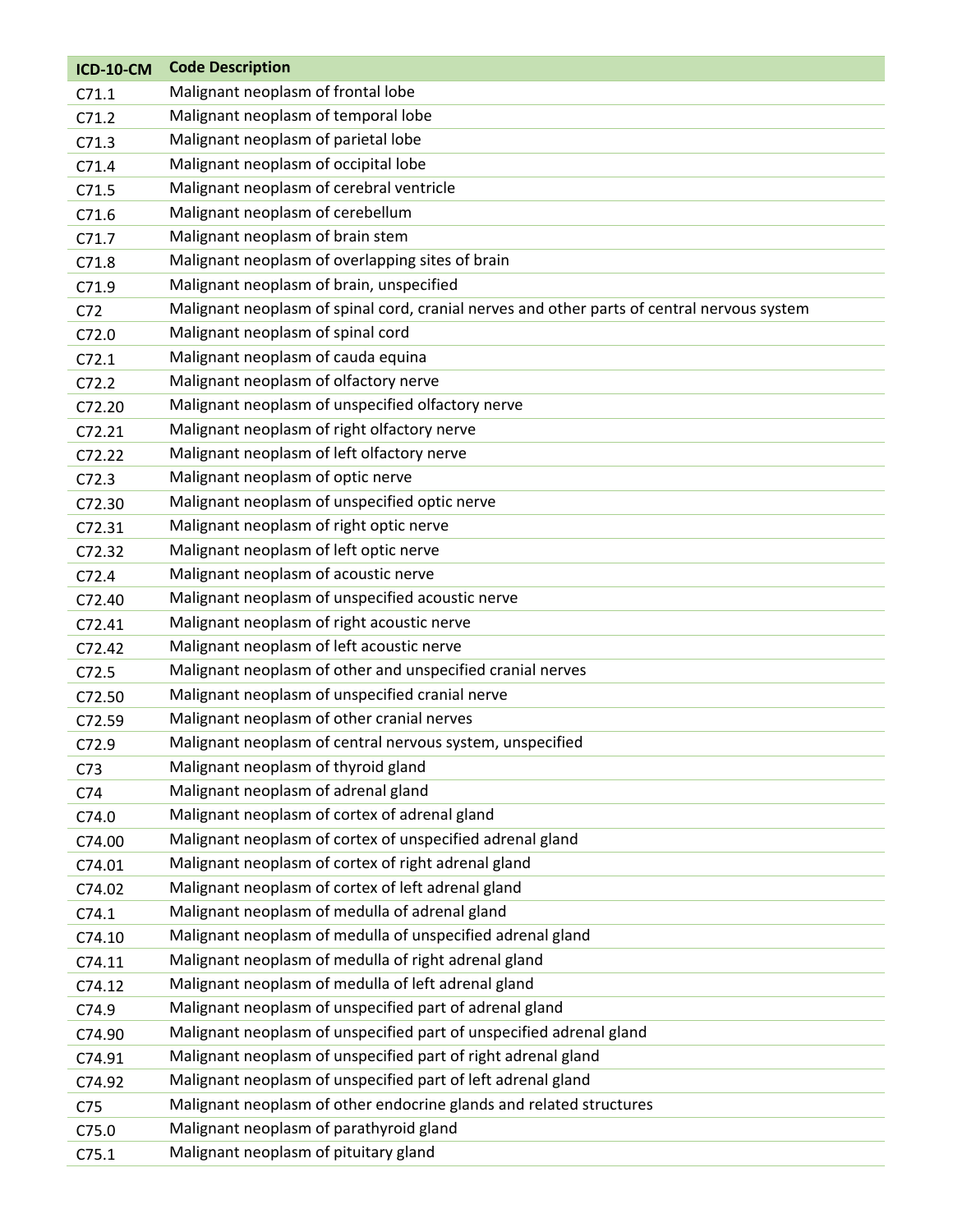| ICD-10-CM | Code Description |
| --- | --- |
| C71.1 | Malignant neoplasm of frontal lobe |
| C71.2 | Malignant neoplasm of temporal lobe |
| C71.3 | Malignant neoplasm of parietal lobe |
| C71.4 | Malignant neoplasm of occipital lobe |
| C71.5 | Malignant neoplasm of cerebral ventricle |
| C71.6 | Malignant neoplasm of cerebellum |
| C71.7 | Malignant neoplasm of brain stem |
| C71.8 | Malignant neoplasm of overlapping sites of brain |
| C71.9 | Malignant neoplasm of brain, unspecified |
| C72 | Malignant neoplasm of spinal cord, cranial nerves and other parts of central nervous system |
| C72.0 | Malignant neoplasm of spinal cord |
| C72.1 | Malignant neoplasm of cauda equina |
| C72.2 | Malignant neoplasm of olfactory nerve |
| C72.20 | Malignant neoplasm of unspecified olfactory nerve |
| C72.21 | Malignant neoplasm of right olfactory nerve |
| C72.22 | Malignant neoplasm of left olfactory nerve |
| C72.3 | Malignant neoplasm of optic nerve |
| C72.30 | Malignant neoplasm of unspecified optic nerve |
| C72.31 | Malignant neoplasm of right optic nerve |
| C72.32 | Malignant neoplasm of left optic nerve |
| C72.4 | Malignant neoplasm of acoustic nerve |
| C72.40 | Malignant neoplasm of unspecified acoustic nerve |
| C72.41 | Malignant neoplasm of right acoustic nerve |
| C72.42 | Malignant neoplasm of left acoustic nerve |
| C72.5 | Malignant neoplasm of other and unspecified cranial nerves |
| C72.50 | Malignant neoplasm of unspecified cranial nerve |
| C72.59 | Malignant neoplasm of other cranial nerves |
| C72.9 | Malignant neoplasm of central nervous system, unspecified |
| C73 | Malignant neoplasm of thyroid gland |
| C74 | Malignant neoplasm of adrenal gland |
| C74.0 | Malignant neoplasm of cortex of adrenal gland |
| C74.00 | Malignant neoplasm of cortex of unspecified adrenal gland |
| C74.01 | Malignant neoplasm of cortex of right adrenal gland |
| C74.02 | Malignant neoplasm of cortex of left adrenal gland |
| C74.1 | Malignant neoplasm of medulla of adrenal gland |
| C74.10 | Malignant neoplasm of medulla of unspecified adrenal gland |
| C74.11 | Malignant neoplasm of medulla of right adrenal gland |
| C74.12 | Malignant neoplasm of medulla of left adrenal gland |
| C74.9 | Malignant neoplasm of unspecified part of adrenal gland |
| C74.90 | Malignant neoplasm of unspecified part of unspecified adrenal gland |
| C74.91 | Malignant neoplasm of unspecified part of right adrenal gland |
| C74.92 | Malignant neoplasm of unspecified part of left adrenal gland |
| C75 | Malignant neoplasm of other endocrine glands and related structures |
| C75.0 | Malignant neoplasm of parathyroid gland |
| C75.1 | Malignant neoplasm of pituitary gland |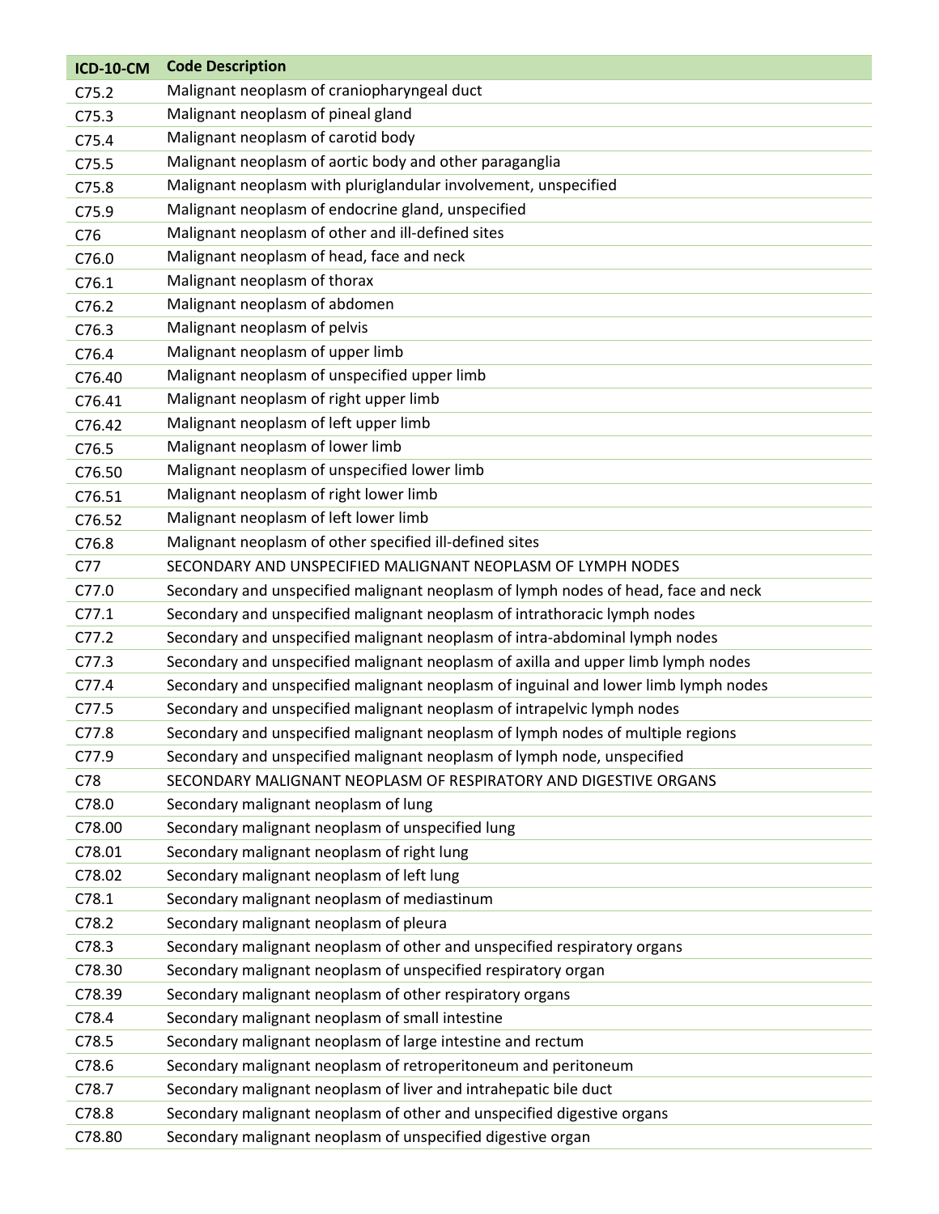| ICD-10-CM | Code Description |
|---|---|
| C75.2 | Malignant neoplasm of craniopharyngeal duct |
| C75.3 | Malignant neoplasm of pineal gland |
| C75.4 | Malignant neoplasm of carotid body |
| C75.5 | Malignant neoplasm of aortic body and other paraganglia |
| C75.8 | Malignant neoplasm with pluriglandular involvement, unspecified |
| C75.9 | Malignant neoplasm of endocrine gland, unspecified |
| C76 | Malignant neoplasm of other and ill-defined sites |
| C76.0 | Malignant neoplasm of head, face and neck |
| C76.1 | Malignant neoplasm of thorax |
| C76.2 | Malignant neoplasm of abdomen |
| C76.3 | Malignant neoplasm of pelvis |
| C76.4 | Malignant neoplasm of upper limb |
| C76.40 | Malignant neoplasm of unspecified upper limb |
| C76.41 | Malignant neoplasm of right upper limb |
| C76.42 | Malignant neoplasm of left upper limb |
| C76.5 | Malignant neoplasm of lower limb |
| C76.50 | Malignant neoplasm of unspecified lower limb |
| C76.51 | Malignant neoplasm of right lower limb |
| C76.52 | Malignant neoplasm of left lower limb |
| C76.8 | Malignant neoplasm of other specified ill-defined sites |
| C77 | SECONDARY AND UNSPECIFIED MALIGNANT NEOPLASM OF LYMPH NODES |
| C77.0 | Secondary and unspecified malignant neoplasm of lymph nodes of head, face and neck |
| C77.1 | Secondary and unspecified malignant neoplasm of intrathoracic lymph nodes |
| C77.2 | Secondary and unspecified malignant neoplasm of intra-abdominal lymph nodes |
| C77.3 | Secondary and unspecified malignant neoplasm of axilla and upper limb lymph nodes |
| C77.4 | Secondary and unspecified malignant neoplasm of inguinal and lower limb lymph nodes |
| C77.5 | Secondary and unspecified malignant neoplasm of intrapelvic lymph nodes |
| C77.8 | Secondary and unspecified malignant neoplasm of lymph nodes of multiple regions |
| C77.9 | Secondary and unspecified malignant neoplasm of lymph node, unspecified |
| C78 | SECONDARY MALIGNANT NEOPLASM OF RESPIRATORY AND DIGESTIVE ORGANS |
| C78.0 | Secondary malignant neoplasm of lung |
| C78.00 | Secondary malignant neoplasm of unspecified lung |
| C78.01 | Secondary malignant neoplasm of right lung |
| C78.02 | Secondary malignant neoplasm of left lung |
| C78.1 | Secondary malignant neoplasm of mediastinum |
| C78.2 | Secondary malignant neoplasm of pleura |
| C78.3 | Secondary malignant neoplasm of other and unspecified respiratory organs |
| C78.30 | Secondary malignant neoplasm of unspecified respiratory organ |
| C78.39 | Secondary malignant neoplasm of other respiratory organs |
| C78.4 | Secondary malignant neoplasm of small intestine |
| C78.5 | Secondary malignant neoplasm of large intestine and rectum |
| C78.6 | Secondary malignant neoplasm of retroperitoneum and peritoneum |
| C78.7 | Secondary malignant neoplasm of liver and intrahepatic bile duct |
| C78.8 | Secondary malignant neoplasm of other and unspecified digestive organs |
| C78.80 | Secondary malignant neoplasm of unspecified digestive organ |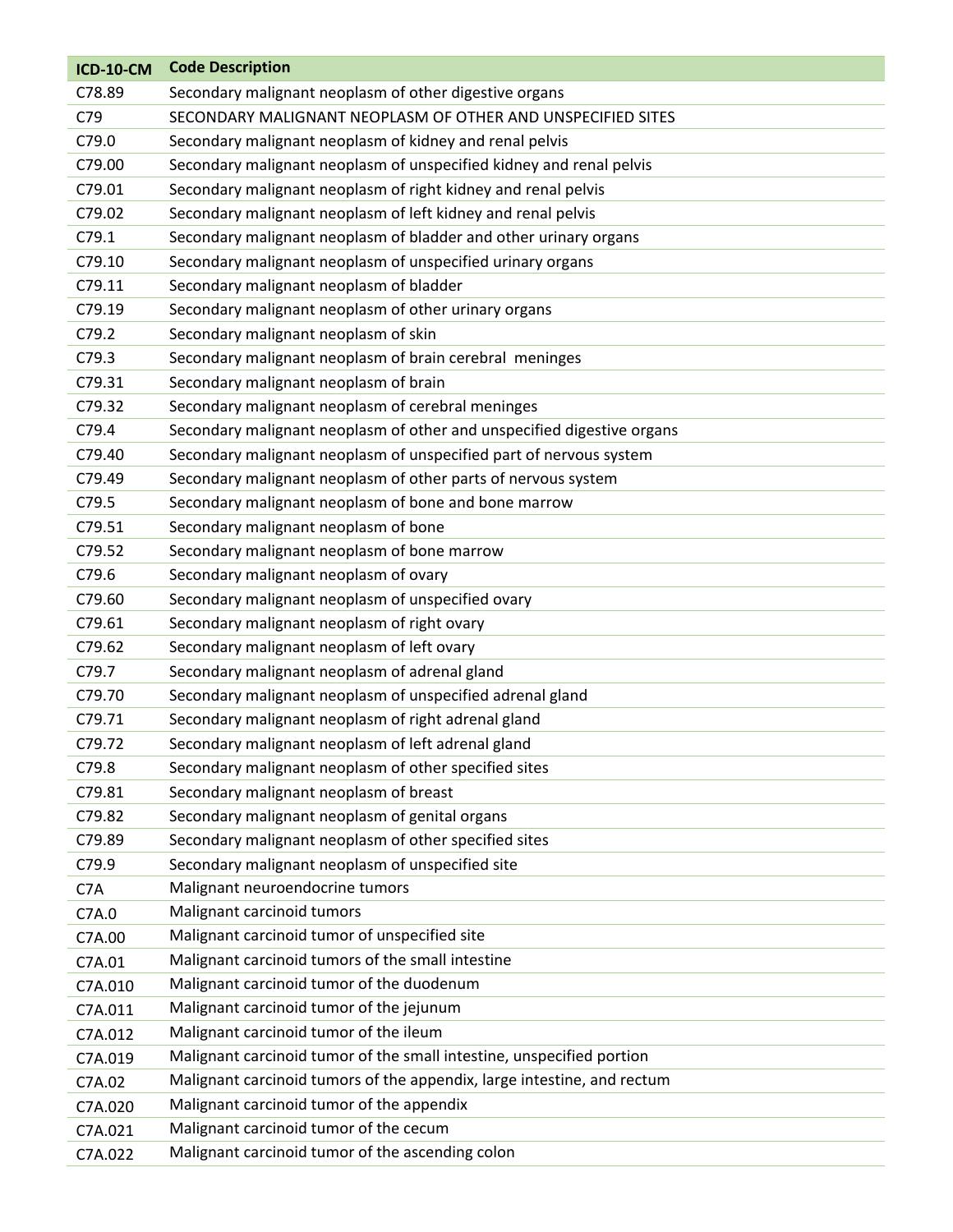| ICD-10-CM | Code Description |
|---|---|
| C78.89 | Secondary malignant neoplasm of other digestive organs |
| C79 | SECONDARY MALIGNANT NEOPLASM OF OTHER AND UNSPECIFIED SITES |
| C79.0 | Secondary malignant neoplasm of kidney and renal pelvis |
| C79.00 | Secondary malignant neoplasm of unspecified kidney and renal pelvis |
| C79.01 | Secondary malignant neoplasm of right kidney and renal pelvis |
| C79.02 | Secondary malignant neoplasm of left kidney and renal pelvis |
| C79.1 | Secondary malignant neoplasm of bladder and other urinary organs |
| C79.10 | Secondary malignant neoplasm of unspecified urinary organs |
| C79.11 | Secondary malignant neoplasm of bladder |
| C79.19 | Secondary malignant neoplasm of other urinary organs |
| C79.2 | Secondary malignant neoplasm of skin |
| C79.3 | Secondary malignant neoplasm of brain cerebral meninges |
| C79.31 | Secondary malignant neoplasm of brain |
| C79.32 | Secondary malignant neoplasm of cerebral meninges |
| C79.4 | Secondary malignant neoplasm of other and unspecified digestive organs |
| C79.40 | Secondary malignant neoplasm of unspecified part of nervous system |
| C79.49 | Secondary malignant neoplasm of other parts of nervous system |
| C79.5 | Secondary malignant neoplasm of bone and bone marrow |
| C79.51 | Secondary malignant neoplasm of bone |
| C79.52 | Secondary malignant neoplasm of bone marrow |
| C79.6 | Secondary malignant neoplasm of ovary |
| C79.60 | Secondary malignant neoplasm of unspecified ovary |
| C79.61 | Secondary malignant neoplasm of right ovary |
| C79.62 | Secondary malignant neoplasm of left ovary |
| C79.7 | Secondary malignant neoplasm of adrenal gland |
| C79.70 | Secondary malignant neoplasm of unspecified adrenal gland |
| C79.71 | Secondary malignant neoplasm of right adrenal gland |
| C79.72 | Secondary malignant neoplasm of left adrenal gland |
| C79.8 | Secondary malignant neoplasm of other specified sites |
| C79.81 | Secondary malignant neoplasm of breast |
| C79.82 | Secondary malignant neoplasm of genital organs |
| C79.89 | Secondary malignant neoplasm of other specified sites |
| C79.9 | Secondary malignant neoplasm of unspecified site |
| C7A | Malignant neuroendocrine tumors |
| C7A.0 | Malignant carcinoid tumors |
| C7A.00 | Malignant carcinoid tumor of unspecified site |
| C7A.01 | Malignant carcinoid tumors of the small intestine |
| C7A.010 | Malignant carcinoid tumor of the duodenum |
| C7A.011 | Malignant carcinoid tumor of the jejunum |
| C7A.012 | Malignant carcinoid tumor of the ileum |
| C7A.019 | Malignant carcinoid tumor of the small intestine, unspecified portion |
| C7A.02 | Malignant carcinoid tumors of the appendix, large intestine, and rectum |
| C7A.020 | Malignant carcinoid tumor of the appendix |
| C7A.021 | Malignant carcinoid tumor of the cecum |
| C7A.022 | Malignant carcinoid tumor of the ascending colon |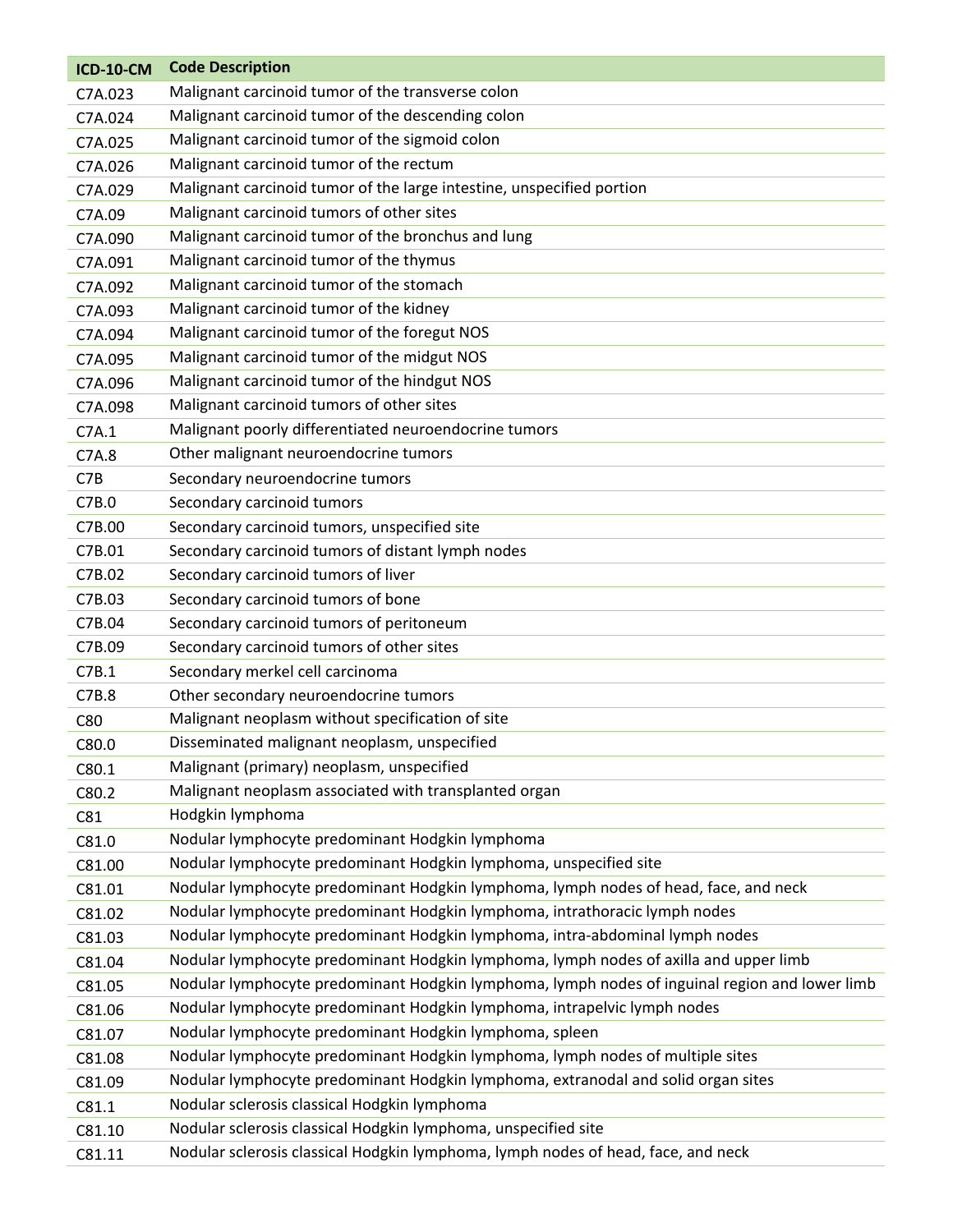| ICD-10-CM | Code Description |
|---|---|
| C7A.023 | Malignant carcinoid tumor of the transverse colon |
| C7A.024 | Malignant carcinoid tumor of the descending colon |
| C7A.025 | Malignant carcinoid tumor of the sigmoid colon |
| C7A.026 | Malignant carcinoid tumor of the rectum |
| C7A.029 | Malignant carcinoid tumor of the large intestine, unspecified portion |
| C7A.09 | Malignant carcinoid tumors of other sites |
| C7A.090 | Malignant carcinoid tumor of the bronchus and lung |
| C7A.091 | Malignant carcinoid tumor of the thymus |
| C7A.092 | Malignant carcinoid tumor of the stomach |
| C7A.093 | Malignant carcinoid tumor of the kidney |
| C7A.094 | Malignant carcinoid tumor of the foregut NOS |
| C7A.095 | Malignant carcinoid tumor of the midgut NOS |
| C7A.096 | Malignant carcinoid tumor of the hindgut NOS |
| C7A.098 | Malignant carcinoid tumors of other sites |
| C7A.1 | Malignant poorly differentiated neuroendocrine tumors |
| C7A.8 | Other malignant neuroendocrine tumors |
| C7B | Secondary neuroendocrine tumors |
| C7B.0 | Secondary carcinoid tumors |
| C7B.00 | Secondary carcinoid tumors, unspecified site |
| C7B.01 | Secondary carcinoid tumors of distant lymph nodes |
| C7B.02 | Secondary carcinoid tumors of liver |
| C7B.03 | Secondary carcinoid tumors of bone |
| C7B.04 | Secondary carcinoid tumors of peritoneum |
| C7B.09 | Secondary carcinoid tumors of other sites |
| C7B.1 | Secondary merkel cell carcinoma |
| C7B.8 | Other secondary neuroendocrine tumors |
| C80 | Malignant neoplasm without specification of site |
| C80.0 | Disseminated malignant neoplasm, unspecified |
| C80.1 | Malignant (primary) neoplasm, unspecified |
| C80.2 | Malignant neoplasm associated with transplanted organ |
| C81 | Hodgkin lymphoma |
| C81.0 | Nodular lymphocyte predominant Hodgkin lymphoma |
| C81.00 | Nodular lymphocyte predominant Hodgkin lymphoma, unspecified site |
| C81.01 | Nodular lymphocyte predominant Hodgkin lymphoma, lymph nodes of head, face, and neck |
| C81.02 | Nodular lymphocyte predominant Hodgkin lymphoma, intrathoracic lymph nodes |
| C81.03 | Nodular lymphocyte predominant Hodgkin lymphoma, intra-abdominal lymph nodes |
| C81.04 | Nodular lymphocyte predominant Hodgkin lymphoma, lymph nodes of axilla and upper limb |
| C81.05 | Nodular lymphocyte predominant Hodgkin lymphoma, lymph nodes of inguinal region and lower limb |
| C81.06 | Nodular lymphocyte predominant Hodgkin lymphoma, intrapelvic lymph nodes |
| C81.07 | Nodular lymphocyte predominant Hodgkin lymphoma, spleen |
| C81.08 | Nodular lymphocyte predominant Hodgkin lymphoma, lymph nodes of multiple sites |
| C81.09 | Nodular lymphocyte predominant Hodgkin lymphoma, extranodal and solid organ sites |
| C81.1 | Nodular sclerosis classical Hodgkin lymphoma |
| C81.10 | Nodular sclerosis classical Hodgkin lymphoma, unspecified site |
| C81.11 | Nodular sclerosis classical Hodgkin lymphoma, lymph nodes of head, face, and neck |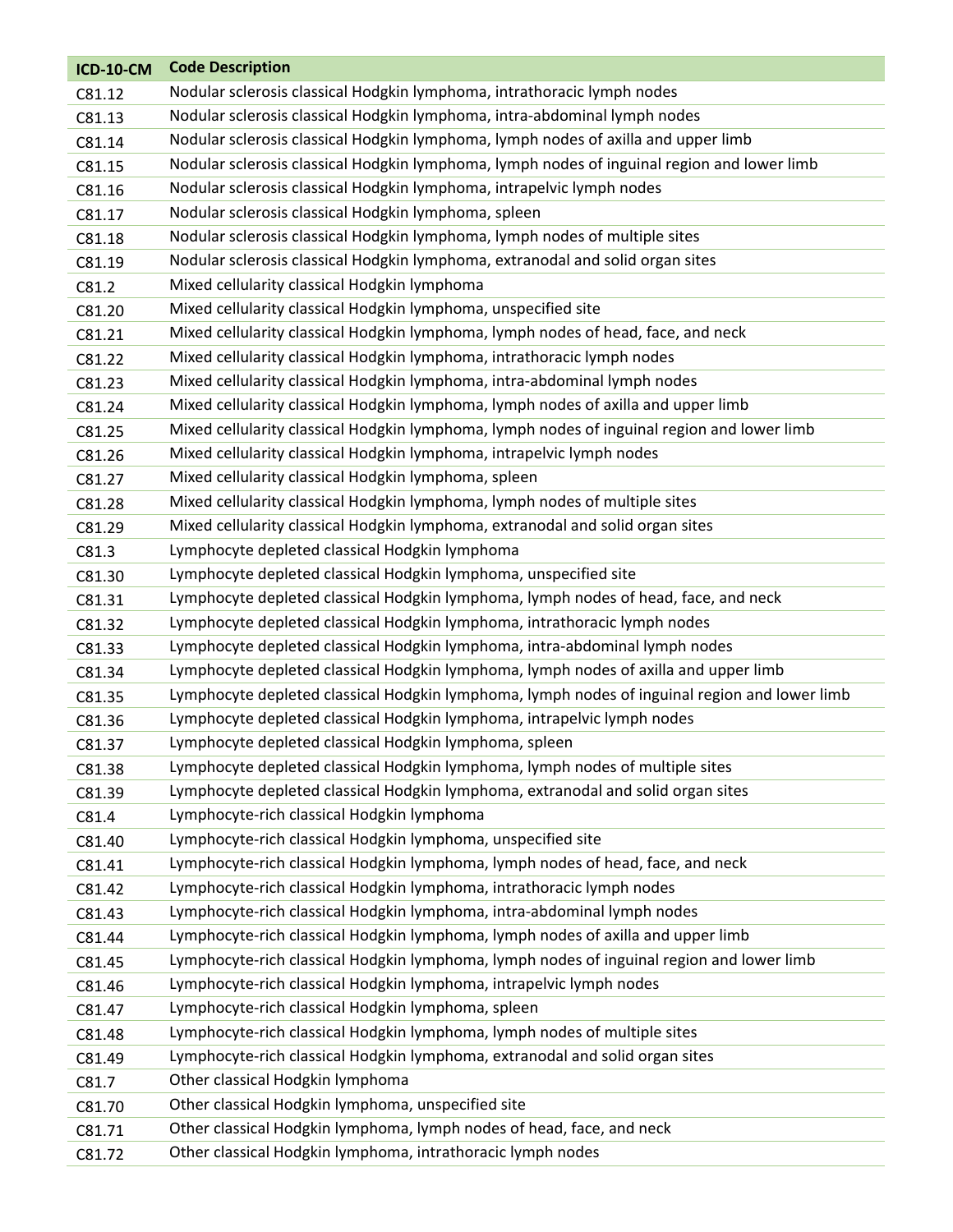| ICD-10-CM | Code Description |
| --- | --- |
| C81.12 | Nodular sclerosis classical Hodgkin lymphoma, intrathoracic lymph nodes |
| C81.13 | Nodular sclerosis classical Hodgkin lymphoma, intra-abdominal lymph nodes |
| C81.14 | Nodular sclerosis classical Hodgkin lymphoma, lymph nodes of axilla and upper limb |
| C81.15 | Nodular sclerosis classical Hodgkin lymphoma, lymph nodes of inguinal region and lower limb |
| C81.16 | Nodular sclerosis classical Hodgkin lymphoma, intrapelvic lymph nodes |
| C81.17 | Nodular sclerosis classical Hodgkin lymphoma, spleen |
| C81.18 | Nodular sclerosis classical Hodgkin lymphoma, lymph nodes of multiple sites |
| C81.19 | Nodular sclerosis classical Hodgkin lymphoma, extranodal and solid organ sites |
| C81.2 | Mixed cellularity classical Hodgkin lymphoma |
| C81.20 | Mixed cellularity classical Hodgkin lymphoma, unspecified site |
| C81.21 | Mixed cellularity classical Hodgkin lymphoma, lymph nodes of head, face, and neck |
| C81.22 | Mixed cellularity classical Hodgkin lymphoma, intrathoracic lymph nodes |
| C81.23 | Mixed cellularity classical Hodgkin lymphoma, intra-abdominal lymph nodes |
| C81.24 | Mixed cellularity classical Hodgkin lymphoma, lymph nodes of axilla and upper limb |
| C81.25 | Mixed cellularity classical Hodgkin lymphoma, lymph nodes of inguinal region and lower limb |
| C81.26 | Mixed cellularity classical Hodgkin lymphoma, intrapelvic lymph nodes |
| C81.27 | Mixed cellularity classical Hodgkin lymphoma, spleen |
| C81.28 | Mixed cellularity classical Hodgkin lymphoma, lymph nodes of multiple sites |
| C81.29 | Mixed cellularity classical Hodgkin lymphoma, extranodal and solid organ sites |
| C81.3 | Lymphocyte depleted classical Hodgkin lymphoma |
| C81.30 | Lymphocyte depleted classical Hodgkin lymphoma, unspecified site |
| C81.31 | Lymphocyte depleted classical Hodgkin lymphoma, lymph nodes of head, face, and neck |
| C81.32 | Lymphocyte depleted classical Hodgkin lymphoma, intrathoracic lymph nodes |
| C81.33 | Lymphocyte depleted classical Hodgkin lymphoma, intra-abdominal lymph nodes |
| C81.34 | Lymphocyte depleted classical Hodgkin lymphoma, lymph nodes of axilla and upper limb |
| C81.35 | Lymphocyte depleted classical Hodgkin lymphoma, lymph nodes of inguinal region and lower limb |
| C81.36 | Lymphocyte depleted classical Hodgkin lymphoma, intrapelvic lymph nodes |
| C81.37 | Lymphocyte depleted classical Hodgkin lymphoma, spleen |
| C81.38 | Lymphocyte depleted classical Hodgkin lymphoma, lymph nodes of multiple sites |
| C81.39 | Lymphocyte depleted classical Hodgkin lymphoma, extranodal and solid organ sites |
| C81.4 | Lymphocyte-rich classical Hodgkin lymphoma |
| C81.40 | Lymphocyte-rich classical Hodgkin lymphoma, unspecified site |
| C81.41 | Lymphocyte-rich classical Hodgkin lymphoma, lymph nodes of head, face, and neck |
| C81.42 | Lymphocyte-rich classical Hodgkin lymphoma, intrathoracic lymph nodes |
| C81.43 | Lymphocyte-rich classical Hodgkin lymphoma, intra-abdominal lymph nodes |
| C81.44 | Lymphocyte-rich classical Hodgkin lymphoma, lymph nodes of axilla and upper limb |
| C81.45 | Lymphocyte-rich classical Hodgkin lymphoma, lymph nodes of inguinal region and lower limb |
| C81.46 | Lymphocyte-rich classical Hodgkin lymphoma, intrapelvic lymph nodes |
| C81.47 | Lymphocyte-rich classical Hodgkin lymphoma, spleen |
| C81.48 | Lymphocyte-rich classical Hodgkin lymphoma, lymph nodes of multiple sites |
| C81.49 | Lymphocyte-rich classical Hodgkin lymphoma, extranodal and solid organ sites |
| C81.7 | Other classical Hodgkin lymphoma |
| C81.70 | Other classical Hodgkin lymphoma, unspecified site |
| C81.71 | Other classical Hodgkin lymphoma, lymph nodes of head, face, and neck |
| C81.72 | Other classical Hodgkin lymphoma, intrathoracic lymph nodes |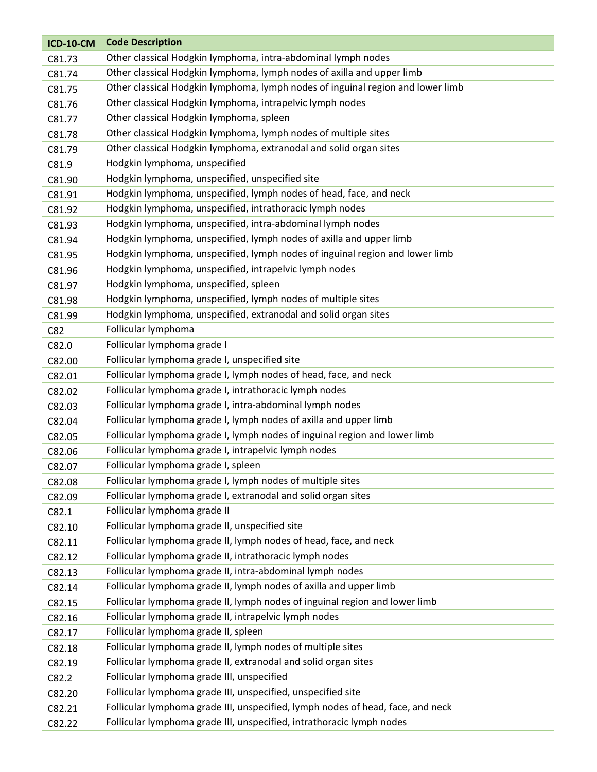| ICD-10-CM | Code Description |
|---|---|
| C81.73 | Other classical Hodgkin lymphoma, intra-abdominal lymph nodes |
| C81.74 | Other classical Hodgkin lymphoma, lymph nodes of axilla and upper limb |
| C81.75 | Other classical Hodgkin lymphoma, lymph nodes of inguinal region and lower limb |
| C81.76 | Other classical Hodgkin lymphoma, intrapelvic lymph nodes |
| C81.77 | Other classical Hodgkin lymphoma, spleen |
| C81.78 | Other classical Hodgkin lymphoma, lymph nodes of multiple sites |
| C81.79 | Other classical Hodgkin lymphoma, extranodal and solid organ sites |
| C81.9 | Hodgkin lymphoma, unspecified |
| C81.90 | Hodgkin lymphoma, unspecified, unspecified site |
| C81.91 | Hodgkin lymphoma, unspecified, lymph nodes of head, face, and neck |
| C81.92 | Hodgkin lymphoma, unspecified, intrathoracic lymph nodes |
| C81.93 | Hodgkin lymphoma, unspecified, intra-abdominal lymph nodes |
| C81.94 | Hodgkin lymphoma, unspecified, lymph nodes of axilla and upper limb |
| C81.95 | Hodgkin lymphoma, unspecified, lymph nodes of inguinal region and lower limb |
| C81.96 | Hodgkin lymphoma, unspecified, intrapelvic lymph nodes |
| C81.97 | Hodgkin lymphoma, unspecified, spleen |
| C81.98 | Hodgkin lymphoma, unspecified, lymph nodes of multiple sites |
| C81.99 | Hodgkin lymphoma, unspecified, extranodal and solid organ sites |
| C82 | Follicular lymphoma |
| C82.0 | Follicular lymphoma grade I |
| C82.00 | Follicular lymphoma grade I, unspecified site |
| C82.01 | Follicular lymphoma grade I, lymph nodes of head, face, and neck |
| C82.02 | Follicular lymphoma grade I, intrathoracic lymph nodes |
| C82.03 | Follicular lymphoma grade I, intra-abdominal lymph nodes |
| C82.04 | Follicular lymphoma grade I, lymph nodes of axilla and upper limb |
| C82.05 | Follicular lymphoma grade I, lymph nodes of inguinal region and lower limb |
| C82.06 | Follicular lymphoma grade I, intrapelvic lymph nodes |
| C82.07 | Follicular lymphoma grade I, spleen |
| C82.08 | Follicular lymphoma grade I, lymph nodes of multiple sites |
| C82.09 | Follicular lymphoma grade I, extranodal and solid organ sites |
| C82.1 | Follicular lymphoma grade II |
| C82.10 | Follicular lymphoma grade II, unspecified site |
| C82.11 | Follicular lymphoma grade II, lymph nodes of head, face, and neck |
| C82.12 | Follicular lymphoma grade II, intrathoracic lymph nodes |
| C82.13 | Follicular lymphoma grade II, intra-abdominal lymph nodes |
| C82.14 | Follicular lymphoma grade II, lymph nodes of axilla and upper limb |
| C82.15 | Follicular lymphoma grade II, lymph nodes of inguinal region and lower limb |
| C82.16 | Follicular lymphoma grade II, intrapelvic lymph nodes |
| C82.17 | Follicular lymphoma grade II, spleen |
| C82.18 | Follicular lymphoma grade II, lymph nodes of multiple sites |
| C82.19 | Follicular lymphoma grade II, extranodal and solid organ sites |
| C82.2 | Follicular lymphoma grade III, unspecified |
| C82.20 | Follicular lymphoma grade III, unspecified, unspecified site |
| C82.21 | Follicular lymphoma grade III, unspecified, lymph nodes of head, face, and neck |
| C82.22 | Follicular lymphoma grade III, unspecified, intrathoracic lymph nodes |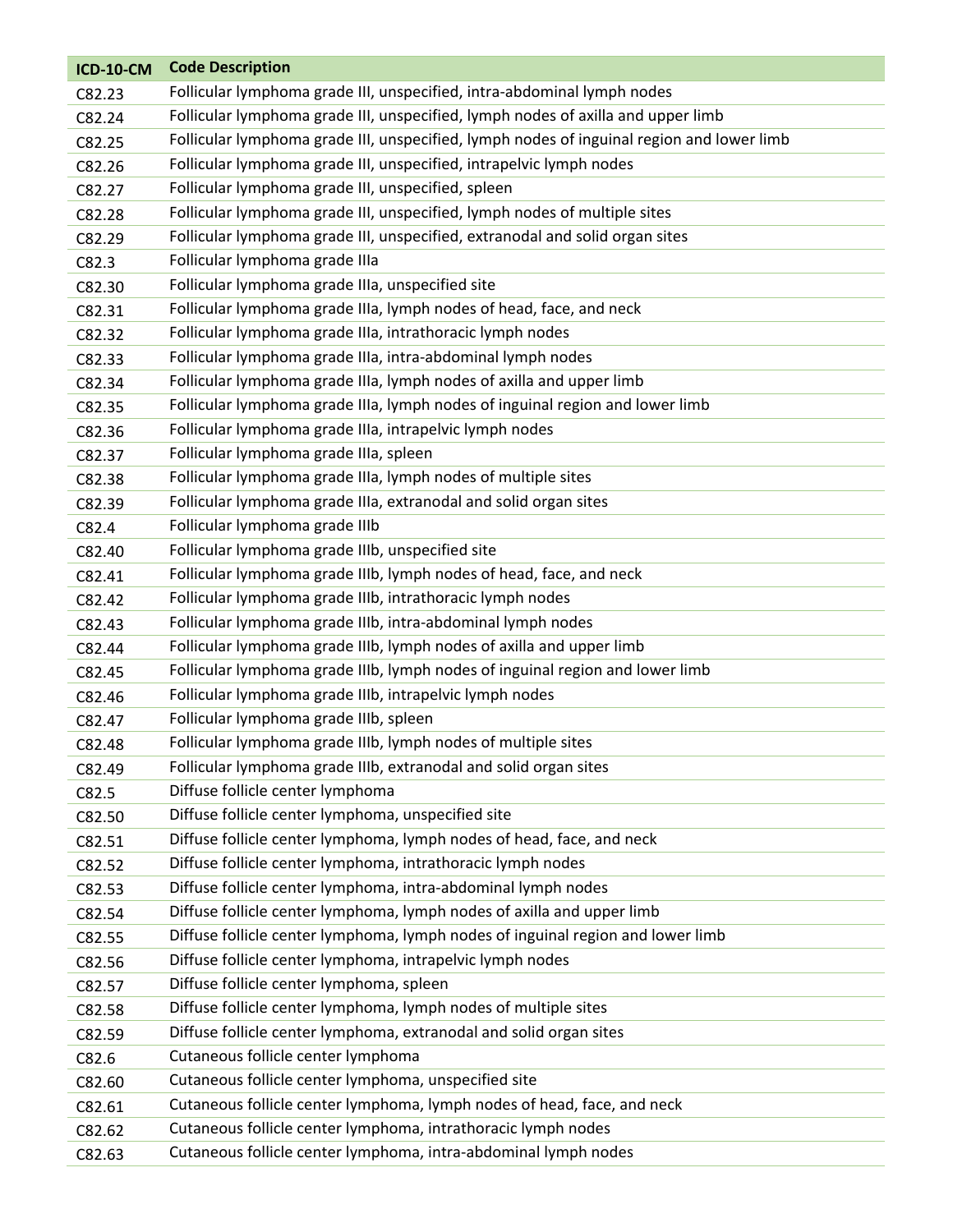| ICD-10-CM | Code Description |
|---|---|
| C82.23 | Follicular lymphoma grade III, unspecified, intra-abdominal lymph nodes |
| C82.24 | Follicular lymphoma grade III, unspecified, lymph nodes of axilla and upper limb |
| C82.25 | Follicular lymphoma grade III, unspecified, lymph nodes of inguinal region and lower limb |
| C82.26 | Follicular lymphoma grade III, unspecified, intrapelvic lymph nodes |
| C82.27 | Follicular lymphoma grade III, unspecified, spleen |
| C82.28 | Follicular lymphoma grade III, unspecified, lymph nodes of multiple sites |
| C82.29 | Follicular lymphoma grade III, unspecified, extranodal and solid organ sites |
| C82.3 | Follicular lymphoma grade IIIa |
| C82.30 | Follicular lymphoma grade IIIa, unspecified site |
| C82.31 | Follicular lymphoma grade IIIa, lymph nodes of head, face, and neck |
| C82.32 | Follicular lymphoma grade IIIa, intrathoracic lymph nodes |
| C82.33 | Follicular lymphoma grade IIIa, intra-abdominal lymph nodes |
| C82.34 | Follicular lymphoma grade IIIa, lymph nodes of axilla and upper limb |
| C82.35 | Follicular lymphoma grade IIIa, lymph nodes of inguinal region and lower limb |
| C82.36 | Follicular lymphoma grade IIIa, intrapelvic lymph nodes |
| C82.37 | Follicular lymphoma grade IIIa, spleen |
| C82.38 | Follicular lymphoma grade IIIa, lymph nodes of multiple sites |
| C82.39 | Follicular lymphoma grade IIIa, extranodal and solid organ sites |
| C82.4 | Follicular lymphoma grade IIIb |
| C82.40 | Follicular lymphoma grade IIIb, unspecified site |
| C82.41 | Follicular lymphoma grade IIIb, lymph nodes of head, face, and neck |
| C82.42 | Follicular lymphoma grade IIIb, intrathoracic lymph nodes |
| C82.43 | Follicular lymphoma grade IIIb, intra-abdominal lymph nodes |
| C82.44 | Follicular lymphoma grade IIIb, lymph nodes of axilla and upper limb |
| C82.45 | Follicular lymphoma grade IIIb, lymph nodes of inguinal region and lower limb |
| C82.46 | Follicular lymphoma grade IIIb, intrapelvic lymph nodes |
| C82.47 | Follicular lymphoma grade IIIb, spleen |
| C82.48 | Follicular lymphoma grade IIIb, lymph nodes of multiple sites |
| C82.49 | Follicular lymphoma grade IIIb, extranodal and solid organ sites |
| C82.5 | Diffuse follicle center lymphoma |
| C82.50 | Diffuse follicle center lymphoma, unspecified site |
| C82.51 | Diffuse follicle center lymphoma, lymph nodes of head, face, and neck |
| C82.52 | Diffuse follicle center lymphoma, intrathoracic lymph nodes |
| C82.53 | Diffuse follicle center lymphoma, intra-abdominal lymph nodes |
| C82.54 | Diffuse follicle center lymphoma, lymph nodes of axilla and upper limb |
| C82.55 | Diffuse follicle center lymphoma, lymph nodes of inguinal region and lower limb |
| C82.56 | Diffuse follicle center lymphoma, intrapelvic lymph nodes |
| C82.57 | Diffuse follicle center lymphoma, spleen |
| C82.58 | Diffuse follicle center lymphoma, lymph nodes of multiple sites |
| C82.59 | Diffuse follicle center lymphoma, extranodal and solid organ sites |
| C82.6 | Cutaneous follicle center lymphoma |
| C82.60 | Cutaneous follicle center lymphoma, unspecified site |
| C82.61 | Cutaneous follicle center lymphoma, lymph nodes of head, face, and neck |
| C82.62 | Cutaneous follicle center lymphoma, intrathoracic lymph nodes |
| C82.63 | Cutaneous follicle center lymphoma, intra-abdominal lymph nodes |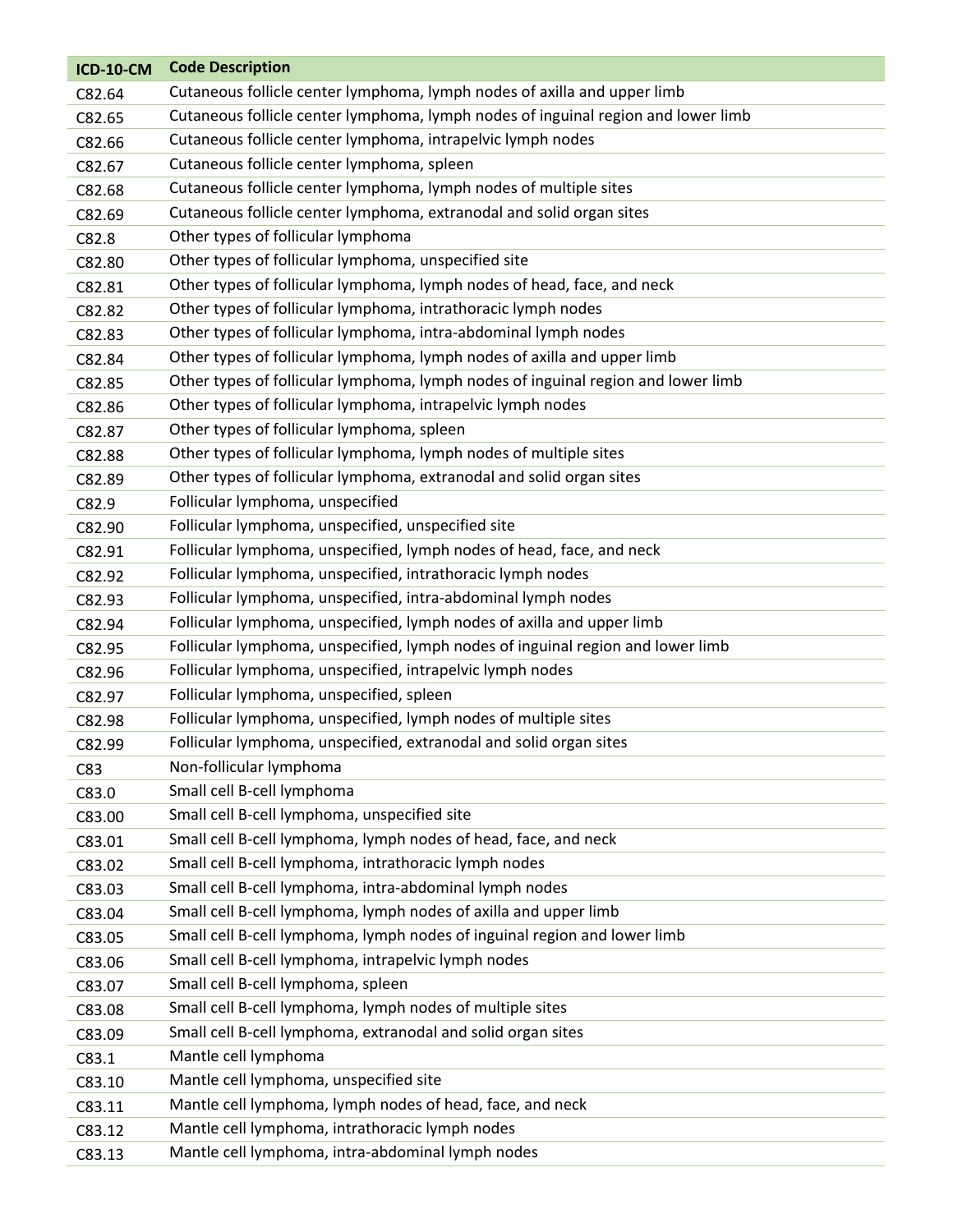| ICD-10-CM | Code Description |
|---|---|
| C82.64 | Cutaneous follicle center lymphoma, lymph nodes of axilla and upper limb |
| C82.65 | Cutaneous follicle center lymphoma, lymph nodes of inguinal region and lower limb |
| C82.66 | Cutaneous follicle center lymphoma, intrapelvic lymph nodes |
| C82.67 | Cutaneous follicle center lymphoma, spleen |
| C82.68 | Cutaneous follicle center lymphoma, lymph nodes of multiple sites |
| C82.69 | Cutaneous follicle center lymphoma, extranodal and solid organ sites |
| C82.8 | Other types of follicular lymphoma |
| C82.80 | Other types of follicular lymphoma, unspecified site |
| C82.81 | Other types of follicular lymphoma, lymph nodes of head, face, and neck |
| C82.82 | Other types of follicular lymphoma, intrathoracic lymph nodes |
| C82.83 | Other types of follicular lymphoma, intra-abdominal lymph nodes |
| C82.84 | Other types of follicular lymphoma, lymph nodes of axilla and upper limb |
| C82.85 | Other types of follicular lymphoma, lymph nodes of inguinal region and lower limb |
| C82.86 | Other types of follicular lymphoma, intrapelvic lymph nodes |
| C82.87 | Other types of follicular lymphoma, spleen |
| C82.88 | Other types of follicular lymphoma, lymph nodes of multiple sites |
| C82.89 | Other types of follicular lymphoma, extranodal and solid organ sites |
| C82.9 | Follicular lymphoma, unspecified |
| C82.90 | Follicular lymphoma, unspecified, unspecified site |
| C82.91 | Follicular lymphoma, unspecified, lymph nodes of head, face, and neck |
| C82.92 | Follicular lymphoma, unspecified, intrathoracic lymph nodes |
| C82.93 | Follicular lymphoma, unspecified, intra-abdominal lymph nodes |
| C82.94 | Follicular lymphoma, unspecified, lymph nodes of axilla and upper limb |
| C82.95 | Follicular lymphoma, unspecified, lymph nodes of inguinal region and lower limb |
| C82.96 | Follicular lymphoma, unspecified, intrapelvic lymph nodes |
| C82.97 | Follicular lymphoma, unspecified, spleen |
| C82.98 | Follicular lymphoma, unspecified, lymph nodes of multiple sites |
| C82.99 | Follicular lymphoma, unspecified, extranodal and solid organ sites |
| C83 | Non-follicular lymphoma |
| C83.0 | Small cell B-cell lymphoma |
| C83.00 | Small cell B-cell lymphoma, unspecified site |
| C83.01 | Small cell B-cell lymphoma, lymph nodes of head, face, and neck |
| C83.02 | Small cell B-cell lymphoma, intrathoracic lymph nodes |
| C83.03 | Small cell B-cell lymphoma, intra-abdominal lymph nodes |
| C83.04 | Small cell B-cell lymphoma, lymph nodes of axilla and upper limb |
| C83.05 | Small cell B-cell lymphoma, lymph nodes of inguinal region and lower limb |
| C83.06 | Small cell B-cell lymphoma, intrapelvic lymph nodes |
| C83.07 | Small cell B-cell lymphoma, spleen |
| C83.08 | Small cell B-cell lymphoma, lymph nodes of multiple sites |
| C83.09 | Small cell B-cell lymphoma, extranodal and solid organ sites |
| C83.1 | Mantle cell lymphoma |
| C83.10 | Mantle cell lymphoma, unspecified site |
| C83.11 | Mantle cell lymphoma, lymph nodes of head, face, and neck |
| C83.12 | Mantle cell lymphoma, intrathoracic lymph nodes |
| C83.13 | Mantle cell lymphoma, intra-abdominal lymph nodes |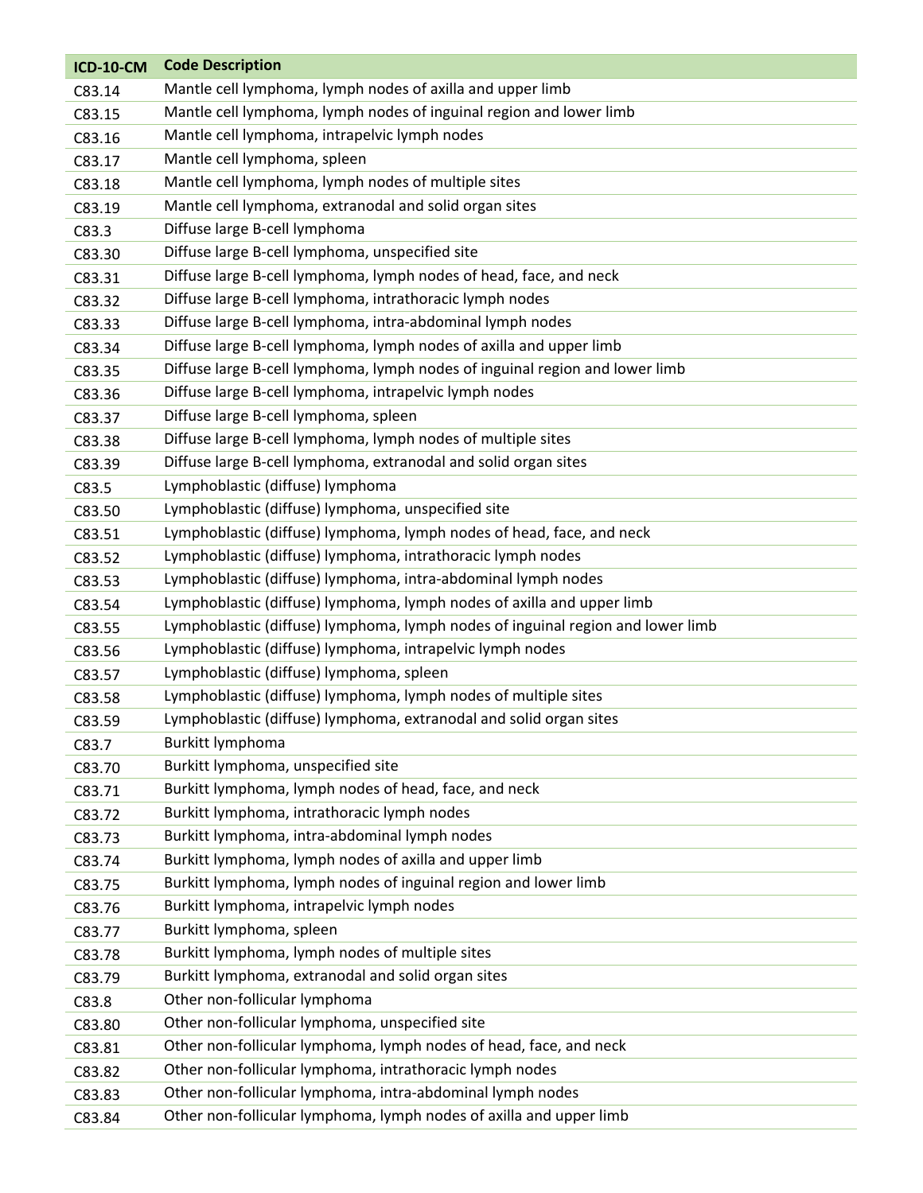| ICD-10-CM | Code Description |
| --- | --- |
| C83.14 | Mantle cell lymphoma, lymph nodes of axilla and upper limb |
| C83.15 | Mantle cell lymphoma, lymph nodes of inguinal region and lower limb |
| C83.16 | Mantle cell lymphoma, intrapelvic lymph nodes |
| C83.17 | Mantle cell lymphoma, spleen |
| C83.18 | Mantle cell lymphoma, lymph nodes of multiple sites |
| C83.19 | Mantle cell lymphoma, extranodal and solid organ sites |
| C83.3 | Diffuse large B-cell lymphoma |
| C83.30 | Diffuse large B-cell lymphoma, unspecified site |
| C83.31 | Diffuse large B-cell lymphoma, lymph nodes of head, face, and neck |
| C83.32 | Diffuse large B-cell lymphoma, intrathoracic lymph nodes |
| C83.33 | Diffuse large B-cell lymphoma, intra-abdominal lymph nodes |
| C83.34 | Diffuse large B-cell lymphoma, lymph nodes of axilla and upper limb |
| C83.35 | Diffuse large B-cell lymphoma, lymph nodes of inguinal region and lower limb |
| C83.36 | Diffuse large B-cell lymphoma, intrapelvic lymph nodes |
| C83.37 | Diffuse large B-cell lymphoma, spleen |
| C83.38 | Diffuse large B-cell lymphoma, lymph nodes of multiple sites |
| C83.39 | Diffuse large B-cell lymphoma, extranodal and solid organ sites |
| C83.5 | Lymphoblastic (diffuse) lymphoma |
| C83.50 | Lymphoblastic (diffuse) lymphoma, unspecified site |
| C83.51 | Lymphoblastic (diffuse) lymphoma, lymph nodes of head, face, and neck |
| C83.52 | Lymphoblastic (diffuse) lymphoma, intrathoracic lymph nodes |
| C83.53 | Lymphoblastic (diffuse) lymphoma, intra-abdominal lymph nodes |
| C83.54 | Lymphoblastic (diffuse) lymphoma, lymph nodes of axilla and upper limb |
| C83.55 | Lymphoblastic (diffuse) lymphoma, lymph nodes of inguinal region and lower limb |
| C83.56 | Lymphoblastic (diffuse) lymphoma, intrapelvic lymph nodes |
| C83.57 | Lymphoblastic (diffuse) lymphoma, spleen |
| C83.58 | Lymphoblastic (diffuse) lymphoma, lymph nodes of multiple sites |
| C83.59 | Lymphoblastic (diffuse) lymphoma, extranodal and solid organ sites |
| C83.7 | Burkitt lymphoma |
| C83.70 | Burkitt lymphoma, unspecified site |
| C83.71 | Burkitt lymphoma, lymph nodes of head, face, and neck |
| C83.72 | Burkitt lymphoma, intrathoracic lymph nodes |
| C83.73 | Burkitt lymphoma, intra-abdominal lymph nodes |
| C83.74 | Burkitt lymphoma, lymph nodes of axilla and upper limb |
| C83.75 | Burkitt lymphoma, lymph nodes of inguinal region and lower limb |
| C83.76 | Burkitt lymphoma, intrapelvic lymph nodes |
| C83.77 | Burkitt lymphoma, spleen |
| C83.78 | Burkitt lymphoma, lymph nodes of multiple sites |
| C83.79 | Burkitt lymphoma, extranodal and solid organ sites |
| C83.8 | Other non-follicular lymphoma |
| C83.80 | Other non-follicular lymphoma, unspecified site |
| C83.81 | Other non-follicular lymphoma, lymph nodes of head, face, and neck |
| C83.82 | Other non-follicular lymphoma, intrathoracic lymph nodes |
| C83.83 | Other non-follicular lymphoma, intra-abdominal lymph nodes |
| C83.84 | Other non-follicular lymphoma, lymph nodes of axilla and upper limb |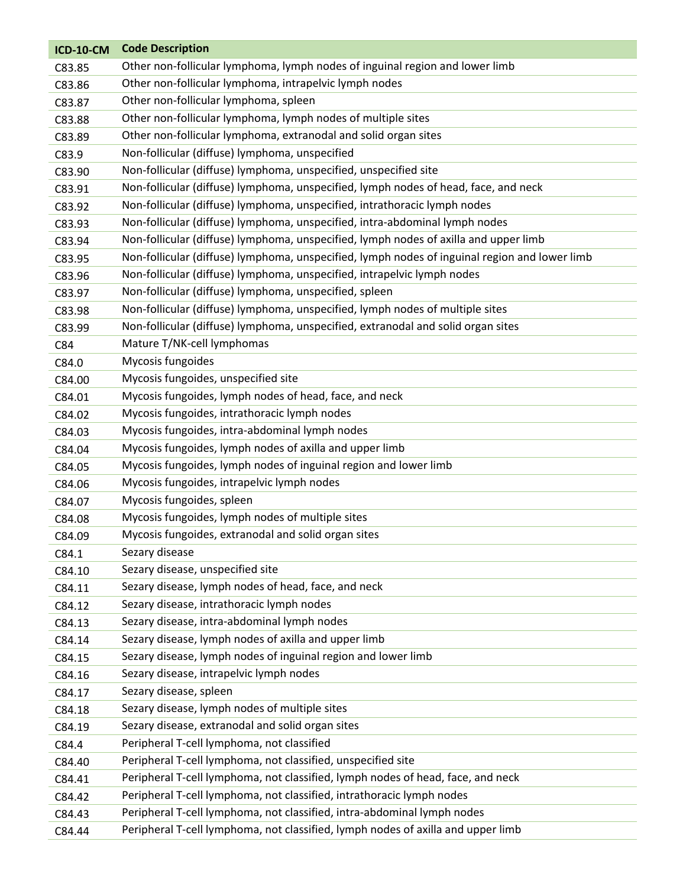| ICD-10-CM | Code Description |
|---|---|
| C83.85 | Other non-follicular lymphoma, lymph nodes of inguinal region and lower limb |
| C83.86 | Other non-follicular lymphoma, intrapelvic lymph nodes |
| C83.87 | Other non-follicular lymphoma, spleen |
| C83.88 | Other non-follicular lymphoma, lymph nodes of multiple sites |
| C83.89 | Other non-follicular lymphoma, extranodal and solid organ sites |
| C83.9 | Non-follicular (diffuse) lymphoma, unspecified |
| C83.90 | Non-follicular (diffuse) lymphoma, unspecified, unspecified site |
| C83.91 | Non-follicular (diffuse) lymphoma, unspecified, lymph nodes of head, face, and neck |
| C83.92 | Non-follicular (diffuse) lymphoma, unspecified, intrathoracic lymph nodes |
| C83.93 | Non-follicular (diffuse) lymphoma, unspecified, intra-abdominal lymph nodes |
| C83.94 | Non-follicular (diffuse) lymphoma, unspecified, lymph nodes of axilla and upper limb |
| C83.95 | Non-follicular (diffuse) lymphoma, unspecified, lymph nodes of inguinal region and lower limb |
| C83.96 | Non-follicular (diffuse) lymphoma, unspecified, intrapelvic lymph nodes |
| C83.97 | Non-follicular (diffuse) lymphoma, unspecified, spleen |
| C83.98 | Non-follicular (diffuse) lymphoma, unspecified, lymph nodes of multiple sites |
| C83.99 | Non-follicular (diffuse) lymphoma, unspecified, extranodal and solid organ sites |
| C84 | Mature T/NK-cell lymphomas |
| C84.0 | Mycosis fungoides |
| C84.00 | Mycosis fungoides, unspecified site |
| C84.01 | Mycosis fungoides, lymph nodes of head, face, and neck |
| C84.02 | Mycosis fungoides, intrathoracic lymph nodes |
| C84.03 | Mycosis fungoides, intra-abdominal lymph nodes |
| C84.04 | Mycosis fungoides, lymph nodes of axilla and upper limb |
| C84.05 | Mycosis fungoides, lymph nodes of inguinal region and lower limb |
| C84.06 | Mycosis fungoides, intrapelvic lymph nodes |
| C84.07 | Mycosis fungoides, spleen |
| C84.08 | Mycosis fungoides, lymph nodes of multiple sites |
| C84.09 | Mycosis fungoides, extranodal and solid organ sites |
| C84.1 | Sezary disease |
| C84.10 | Sezary disease, unspecified site |
| C84.11 | Sezary disease, lymph nodes of head, face, and neck |
| C84.12 | Sezary disease, intrathoracic lymph nodes |
| C84.13 | Sezary disease, intra-abdominal lymph nodes |
| C84.14 | Sezary disease, lymph nodes of axilla and upper limb |
| C84.15 | Sezary disease, lymph nodes of inguinal region and lower limb |
| C84.16 | Sezary disease, intrapelvic lymph nodes |
| C84.17 | Sezary disease, spleen |
| C84.18 | Sezary disease, lymph nodes of multiple sites |
| C84.19 | Sezary disease, extranodal and solid organ sites |
| C84.4 | Peripheral T-cell lymphoma, not classified |
| C84.40 | Peripheral T-cell lymphoma, not classified, unspecified site |
| C84.41 | Peripheral T-cell lymphoma, not classified, lymph nodes of head, face, and neck |
| C84.42 | Peripheral T-cell lymphoma, not classified, intrathoracic lymph nodes |
| C84.43 | Peripheral T-cell lymphoma, not classified, intra-abdominal lymph nodes |
| C84.44 | Peripheral T-cell lymphoma, not classified, lymph nodes of axilla and upper limb |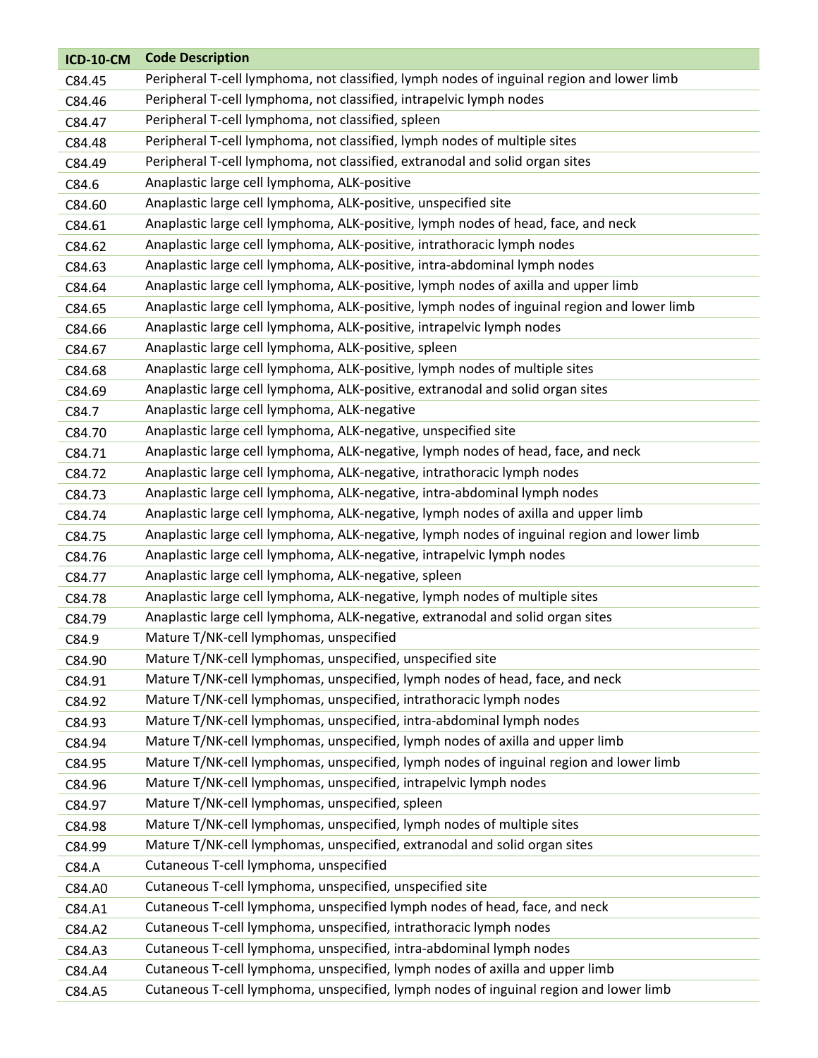| ICD-10-CM | Code Description |
| --- | --- |
| C84.45 | Peripheral T-cell lymphoma, not classified, lymph nodes of inguinal region and lower limb |
| C84.46 | Peripheral T-cell lymphoma, not classified, intrapelvic lymph nodes |
| C84.47 | Peripheral T-cell lymphoma, not classified, spleen |
| C84.48 | Peripheral T-cell lymphoma, not classified, lymph nodes of multiple sites |
| C84.49 | Peripheral T-cell lymphoma, not classified, extranodal and solid organ sites |
| C84.6 | Anaplastic large cell lymphoma, ALK-positive |
| C84.60 | Anaplastic large cell lymphoma, ALK-positive, unspecified site |
| C84.61 | Anaplastic large cell lymphoma, ALK-positive, lymph nodes of head, face, and neck |
| C84.62 | Anaplastic large cell lymphoma, ALK-positive, intrathoracic lymph nodes |
| C84.63 | Anaplastic large cell lymphoma, ALK-positive, intra-abdominal lymph nodes |
| C84.64 | Anaplastic large cell lymphoma, ALK-positive, lymph nodes of axilla and upper limb |
| C84.65 | Anaplastic large cell lymphoma, ALK-positive, lymph nodes of inguinal region and lower limb |
| C84.66 | Anaplastic large cell lymphoma, ALK-positive, intrapelvic lymph nodes |
| C84.67 | Anaplastic large cell lymphoma, ALK-positive, spleen |
| C84.68 | Anaplastic large cell lymphoma, ALK-positive, lymph nodes of multiple sites |
| C84.69 | Anaplastic large cell lymphoma, ALK-positive, extranodal and solid organ sites |
| C84.7 | Anaplastic large cell lymphoma, ALK-negative |
| C84.70 | Anaplastic large cell lymphoma, ALK-negative, unspecified site |
| C84.71 | Anaplastic large cell lymphoma, ALK-negative, lymph nodes of head, face, and neck |
| C84.72 | Anaplastic large cell lymphoma, ALK-negative, intrathoracic lymph nodes |
| C84.73 | Anaplastic large cell lymphoma, ALK-negative, intra-abdominal lymph nodes |
| C84.74 | Anaplastic large cell lymphoma, ALK-negative, lymph nodes of axilla and upper limb |
| C84.75 | Anaplastic large cell lymphoma, ALK-negative, lymph nodes of inguinal region and lower limb |
| C84.76 | Anaplastic large cell lymphoma, ALK-negative, intrapelvic lymph nodes |
| C84.77 | Anaplastic large cell lymphoma, ALK-negative, spleen |
| C84.78 | Anaplastic large cell lymphoma, ALK-negative, lymph nodes of multiple sites |
| C84.79 | Anaplastic large cell lymphoma, ALK-negative, extranodal and solid organ sites |
| C84.9 | Mature T/NK-cell lymphomas, unspecified |
| C84.90 | Mature T/NK-cell lymphomas, unspecified, unspecified site |
| C84.91 | Mature T/NK-cell lymphomas, unspecified, lymph nodes of head, face, and neck |
| C84.92 | Mature T/NK-cell lymphomas, unspecified, intrathoracic lymph nodes |
| C84.93 | Mature T/NK-cell lymphomas, unspecified, intra-abdominal lymph nodes |
| C84.94 | Mature T/NK-cell lymphomas, unspecified, lymph nodes of axilla and upper limb |
| C84.95 | Mature T/NK-cell lymphomas, unspecified, lymph nodes of inguinal region and lower limb |
| C84.96 | Mature T/NK-cell lymphomas, unspecified, intrapelvic lymph nodes |
| C84.97 | Mature T/NK-cell lymphomas, unspecified, spleen |
| C84.98 | Mature T/NK-cell lymphomas, unspecified, lymph nodes of multiple sites |
| C84.99 | Mature T/NK-cell lymphomas, unspecified, extranodal and solid organ sites |
| C84.A | Cutaneous T-cell lymphoma, unspecified |
| C84.A0 | Cutaneous T-cell lymphoma, unspecified, unspecified site |
| C84.A1 | Cutaneous T-cell lymphoma, unspecified lymph nodes of head, face, and neck |
| C84.A2 | Cutaneous T-cell lymphoma, unspecified, intrathoracic lymph nodes |
| C84.A3 | Cutaneous T-cell lymphoma, unspecified, intra-abdominal lymph nodes |
| C84.A4 | Cutaneous T-cell lymphoma, unspecified, lymph nodes of axilla and upper limb |
| C84.A5 | Cutaneous T-cell lymphoma, unspecified, lymph nodes of inguinal region and lower limb |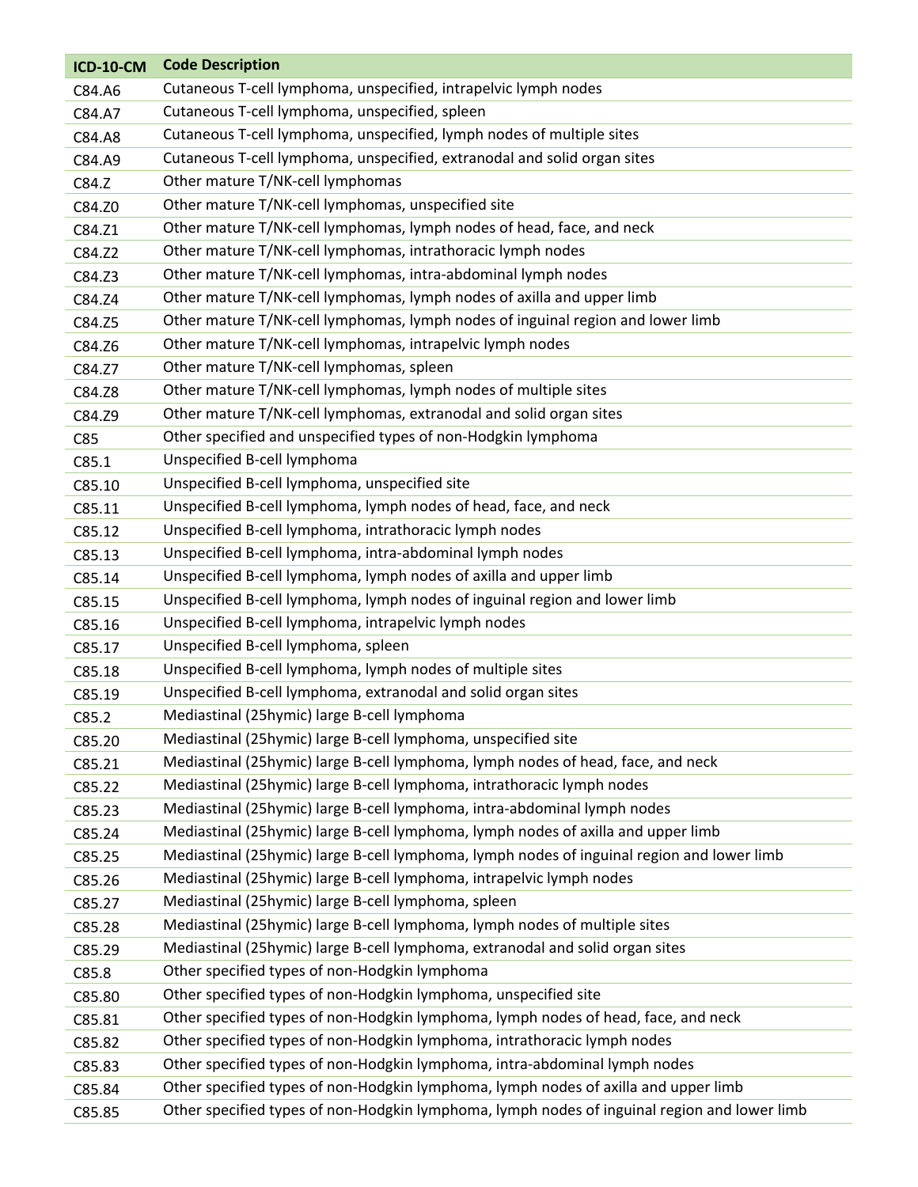| ICD-10-CM | Code Description |
|---|---|
| C84.A6 | Cutaneous T-cell lymphoma, unspecified, intrapelvic lymph nodes |
| C84.A7 | Cutaneous T-cell lymphoma, unspecified, spleen |
| C84.A8 | Cutaneous T-cell lymphoma, unspecified, lymph nodes of multiple sites |
| C84.A9 | Cutaneous T-cell lymphoma, unspecified, extranodal and solid organ sites |
| C84.Z | Other mature T/NK-cell lymphomas |
| C84.Z0 | Other mature T/NK-cell lymphomas, unspecified site |
| C84.Z1 | Other mature T/NK-cell lymphomas, lymph nodes of head, face, and neck |
| C84.Z2 | Other mature T/NK-cell lymphomas, intrathoracic lymph nodes |
| C84.Z3 | Other mature T/NK-cell lymphomas, intra-abdominal lymph nodes |
| C84.Z4 | Other mature T/NK-cell lymphomas, lymph nodes of axilla and upper limb |
| C84.Z5 | Other mature T/NK-cell lymphomas, lymph nodes of inguinal region and lower limb |
| C84.Z6 | Other mature T/NK-cell lymphomas, intrapelvic lymph nodes |
| C84.Z7 | Other mature T/NK-cell lymphomas, spleen |
| C84.Z8 | Other mature T/NK-cell lymphomas, lymph nodes of multiple sites |
| C84.Z9 | Other mature T/NK-cell lymphomas, extranodal and solid organ sites |
| C85 | Other specified and unspecified types of non-Hodgkin lymphoma |
| C85.1 | Unspecified B-cell lymphoma |
| C85.10 | Unspecified B-cell lymphoma, unspecified site |
| C85.11 | Unspecified B-cell lymphoma, lymph nodes of head, face, and neck |
| C85.12 | Unspecified B-cell lymphoma, intrathoracic lymph nodes |
| C85.13 | Unspecified B-cell lymphoma, intra-abdominal lymph nodes |
| C85.14 | Unspecified B-cell lymphoma, lymph nodes of axilla and upper limb |
| C85.15 | Unspecified B-cell lymphoma, lymph nodes of inguinal region and lower limb |
| C85.16 | Unspecified B-cell lymphoma, intrapelvic lymph nodes |
| C85.17 | Unspecified B-cell lymphoma, spleen |
| C85.18 | Unspecified B-cell lymphoma, lymph nodes of multiple sites |
| C85.19 | Unspecified B-cell lymphoma, extranodal and solid organ sites |
| C85.2 | Mediastinal (25hymic) large B-cell lymphoma |
| C85.20 | Mediastinal (25hymic) large B-cell lymphoma, unspecified site |
| C85.21 | Mediastinal (25hymic) large B-cell lymphoma, lymph nodes of head, face, and neck |
| C85.22 | Mediastinal (25hymic) large B-cell lymphoma, intrathoracic lymph nodes |
| C85.23 | Mediastinal (25hymic) large B-cell lymphoma, intra-abdominal lymph nodes |
| C85.24 | Mediastinal (25hymic) large B-cell lymphoma, lymph nodes of axilla and upper limb |
| C85.25 | Mediastinal (25hymic) large B-cell lymphoma, lymph nodes of inguinal region and lower limb |
| C85.26 | Mediastinal (25hymic) large B-cell lymphoma, intrapelvic lymph nodes |
| C85.27 | Mediastinal (25hymic) large B-cell lymphoma, spleen |
| C85.28 | Mediastinal (25hymic) large B-cell lymphoma, lymph nodes of multiple sites |
| C85.29 | Mediastinal (25hymic) large B-cell lymphoma, extranodal and solid organ sites |
| C85.8 | Other specified types of non-Hodgkin lymphoma |
| C85.80 | Other specified types of non-Hodgkin lymphoma, unspecified site |
| C85.81 | Other specified types of non-Hodgkin lymphoma, lymph nodes of head, face, and neck |
| C85.82 | Other specified types of non-Hodgkin lymphoma, intrathoracic lymph nodes |
| C85.83 | Other specified types of non-Hodgkin lymphoma, intra-abdominal lymph nodes |
| C85.84 | Other specified types of non-Hodgkin lymphoma, lymph nodes of axilla and upper limb |
| C85.85 | Other specified types of non-Hodgkin lymphoma, lymph nodes of inguinal region and lower limb |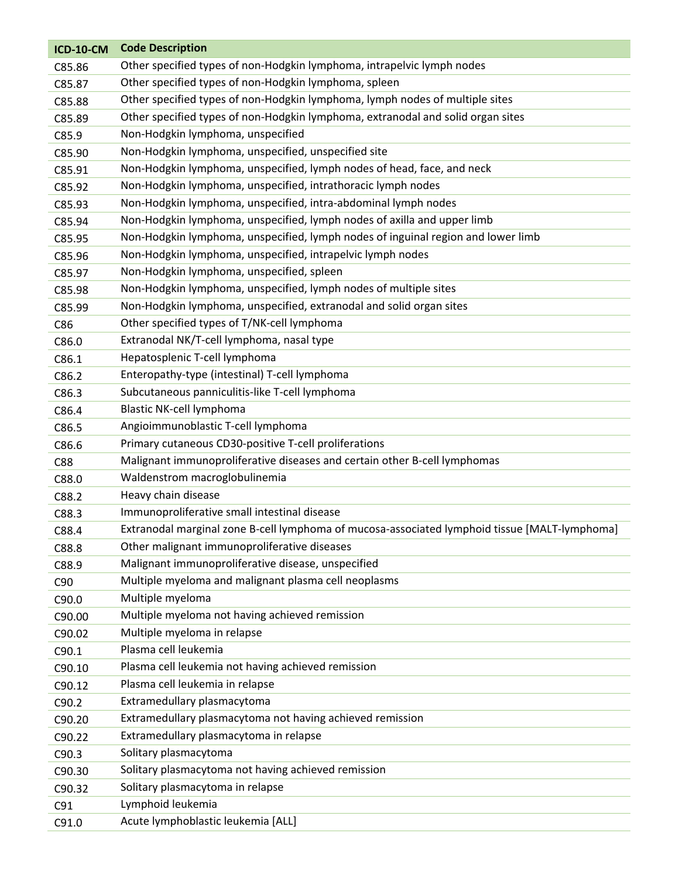| ICD-10-CM | Code Description |
|---|---|
| C85.86 | Other specified types of non-Hodgkin lymphoma, intrapelvic lymph nodes |
| C85.87 | Other specified types of non-Hodgkin lymphoma, spleen |
| C85.88 | Other specified types of non-Hodgkin lymphoma, lymph nodes of multiple sites |
| C85.89 | Other specified types of non-Hodgkin lymphoma, extranodal and solid organ sites |
| C85.9 | Non-Hodgkin lymphoma, unspecified |
| C85.90 | Non-Hodgkin lymphoma, unspecified, unspecified site |
| C85.91 | Non-Hodgkin lymphoma, unspecified, lymph nodes of head, face, and neck |
| C85.92 | Non-Hodgkin lymphoma, unspecified, intrathoracic lymph nodes |
| C85.93 | Non-Hodgkin lymphoma, unspecified, intra-abdominal lymph nodes |
| C85.94 | Non-Hodgkin lymphoma, unspecified, lymph nodes of axilla and upper limb |
| C85.95 | Non-Hodgkin lymphoma, unspecified, lymph nodes of inguinal region and lower limb |
| C85.96 | Non-Hodgkin lymphoma, unspecified, intrapelvic lymph nodes |
| C85.97 | Non-Hodgkin lymphoma, unspecified, spleen |
| C85.98 | Non-Hodgkin lymphoma, unspecified, lymph nodes of multiple sites |
| C85.99 | Non-Hodgkin lymphoma, unspecified, extranodal and solid organ sites |
| C86 | Other specified types of T/NK-cell lymphoma |
| C86.0 | Extranodal NK/T-cell lymphoma, nasal type |
| C86.1 | Hepatosplenic T-cell lymphoma |
| C86.2 | Enteropathy-type (intestinal) T-cell lymphoma |
| C86.3 | Subcutaneous panniculitis-like T-cell lymphoma |
| C86.4 | Blastic NK-cell lymphoma |
| C86.5 | Angioimmunoblastic T-cell lymphoma |
| C86.6 | Primary cutaneous CD30-positive T-cell proliferations |
| C88 | Malignant immunoproliferative diseases and certain other B-cell lymphomas |
| C88.0 | Waldenstrom macroglobulinemia |
| C88.2 | Heavy chain disease |
| C88.3 | Immunoproliferative small intestinal disease |
| C88.4 | Extranodal marginal zone B-cell lymphoma of mucosa-associated lymphoid tissue [MALT-lymphoma] |
| C88.8 | Other malignant immunoproliferative diseases |
| C88.9 | Malignant immunoproliferative disease, unspecified |
| C90 | Multiple myeloma and malignant plasma cell neoplasms |
| C90.0 | Multiple myeloma |
| C90.00 | Multiple myeloma not having achieved remission |
| C90.02 | Multiple myeloma in relapse |
| C90.1 | Plasma cell leukemia |
| C90.10 | Plasma cell leukemia not having achieved remission |
| C90.12 | Plasma cell leukemia in relapse |
| C90.2 | Extramedullary plasmacytoma |
| C90.20 | Extramedullary plasmacytoma not having achieved remission |
| C90.22 | Extramedullary plasmacytoma in relapse |
| C90.3 | Solitary plasmacytoma |
| C90.30 | Solitary plasmacytoma not having achieved remission |
| C90.32 | Solitary plasmacytoma in relapse |
| C91 | Lymphoid leukemia |
| C91.0 | Acute lymphoblastic leukemia [ALL] |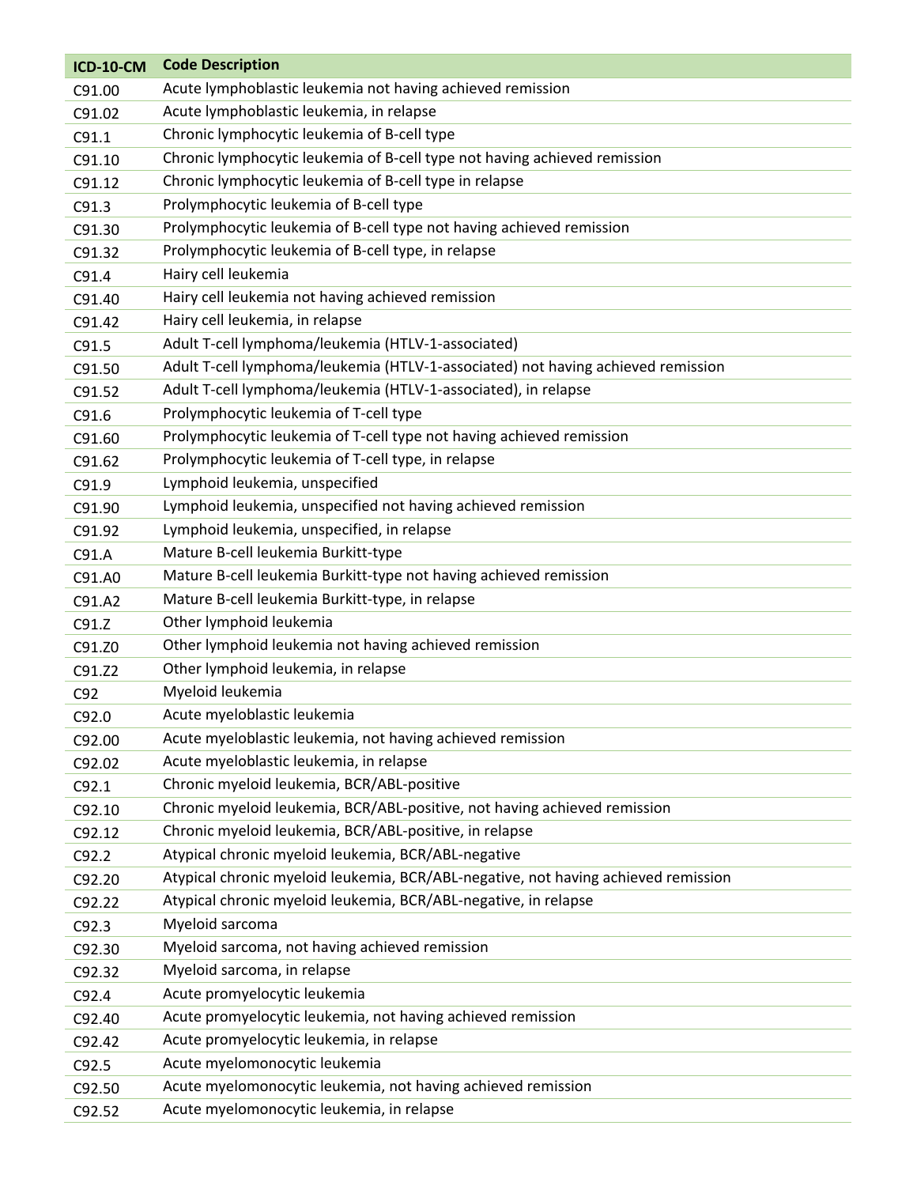| ICD-10-CM | Code Description |
|---|---|
| C91.00 | Acute lymphoblastic leukemia not having achieved remission |
| C91.02 | Acute lymphoblastic leukemia, in relapse |
| C91.1 | Chronic lymphocytic leukemia of B-cell type |
| C91.10 | Chronic lymphocytic leukemia of B-cell type not having achieved remission |
| C91.12 | Chronic lymphocytic leukemia of B-cell type in relapse |
| C91.3 | Prolymphocytic leukemia of B-cell type |
| C91.30 | Prolymphocytic leukemia of B-cell type not having achieved remission |
| C91.32 | Prolymphocytic leukemia of B-cell type, in relapse |
| C91.4 | Hairy cell leukemia |
| C91.40 | Hairy cell leukemia not having achieved remission |
| C91.42 | Hairy cell leukemia, in relapse |
| C91.5 | Adult T-cell lymphoma/leukemia (HTLV-1-associated) |
| C91.50 | Adult T-cell lymphoma/leukemia (HTLV-1-associated) not having achieved remission |
| C91.52 | Adult T-cell lymphoma/leukemia (HTLV-1-associated), in relapse |
| C91.6 | Prolymphocytic leukemia of T-cell type |
| C91.60 | Prolymphocytic leukemia of T-cell type not having achieved remission |
| C91.62 | Prolymphocytic leukemia of T-cell type, in relapse |
| C91.9 | Lymphoid leukemia, unspecified |
| C91.90 | Lymphoid leukemia, unspecified not having achieved remission |
| C91.92 | Lymphoid leukemia, unspecified, in relapse |
| C91.A | Mature B-cell leukemia Burkitt-type |
| C91.A0 | Mature B-cell leukemia Burkitt-type not having achieved remission |
| C91.A2 | Mature B-cell leukemia Burkitt-type, in relapse |
| C91.Z | Other lymphoid leukemia |
| C91.Z0 | Other lymphoid leukemia not having achieved remission |
| C91.Z2 | Other lymphoid leukemia, in relapse |
| C92 | Myeloid leukemia |
| C92.0 | Acute myeloblastic leukemia |
| C92.00 | Acute myeloblastic leukemia, not having achieved remission |
| C92.02 | Acute myeloblastic leukemia, in relapse |
| C92.1 | Chronic myeloid leukemia, BCR/ABL-positive |
| C92.10 | Chronic myeloid leukemia, BCR/ABL-positive, not having achieved remission |
| C92.12 | Chronic myeloid leukemia, BCR/ABL-positive, in relapse |
| C92.2 | Atypical chronic myeloid leukemia, BCR/ABL-negative |
| C92.20 | Atypical chronic myeloid leukemia, BCR/ABL-negative, not having achieved remission |
| C92.22 | Atypical chronic myeloid leukemia, BCR/ABL-negative, in relapse |
| C92.3 | Myeloid sarcoma |
| C92.30 | Myeloid sarcoma, not having achieved remission |
| C92.32 | Myeloid sarcoma, in relapse |
| C92.4 | Acute promyelocytic leukemia |
| C92.40 | Acute promyelocytic leukemia, not having achieved remission |
| C92.42 | Acute promyelocytic leukemia, in relapse |
| C92.5 | Acute myelomonocytic leukemia |
| C92.50 | Acute myelomonocytic leukemia, not having achieved remission |
| C92.52 | Acute myelomonocytic leukemia, in relapse |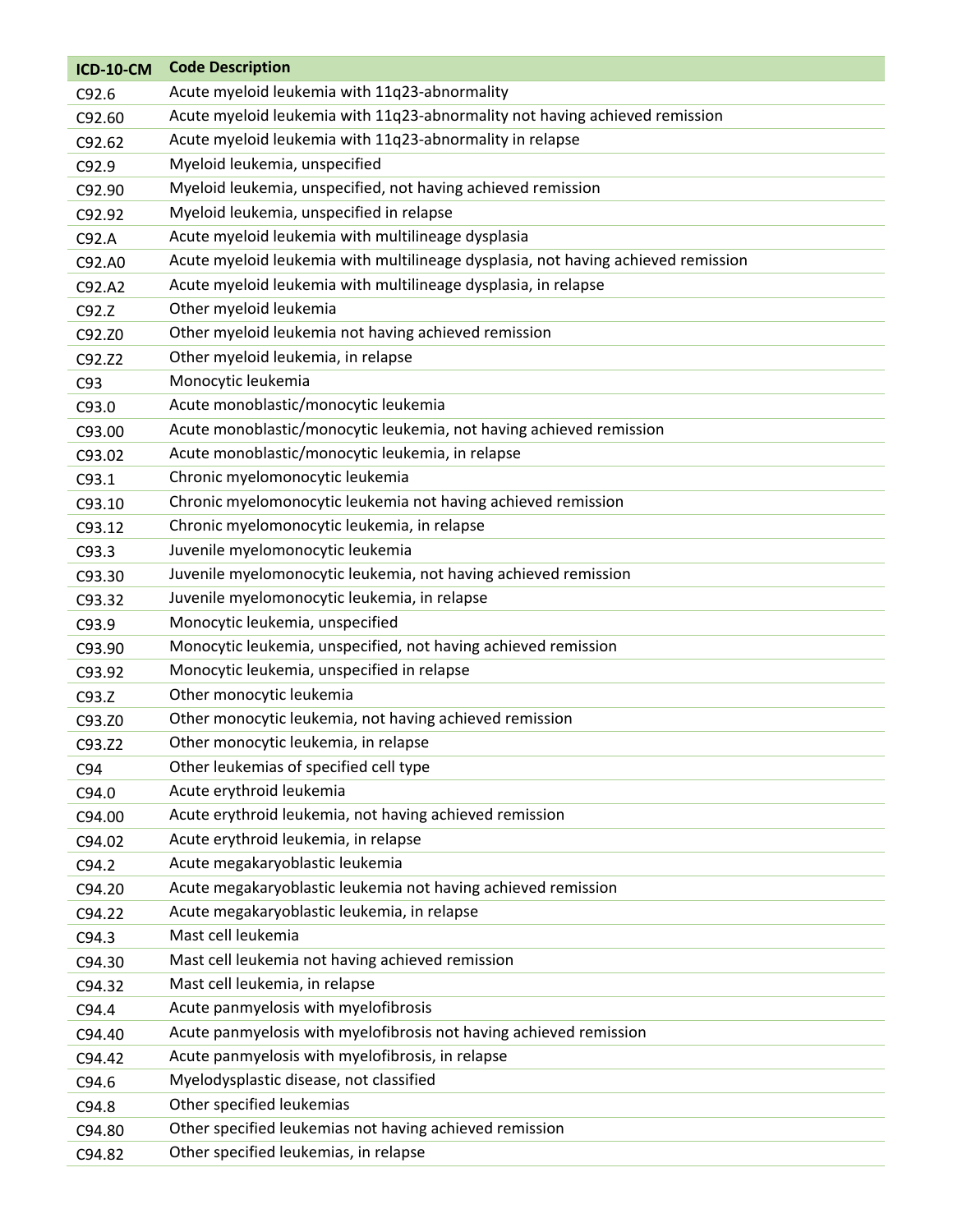| ICD-10-CM | Code Description |
|---|---|
| C92.6 | Acute myeloid leukemia with 11q23-abnormality |
| C92.60 | Acute myeloid leukemia with 11q23-abnormality not having achieved remission |
| C92.62 | Acute myeloid leukemia with 11q23-abnormality in relapse |
| C92.9 | Myeloid leukemia, unspecified |
| C92.90 | Myeloid leukemia, unspecified, not having achieved remission |
| C92.92 | Myeloid leukemia, unspecified in relapse |
| C92.A | Acute myeloid leukemia with multilineage dysplasia |
| C92.A0 | Acute myeloid leukemia with multilineage dysplasia, not having achieved remission |
| C92.A2 | Acute myeloid leukemia with multilineage dysplasia, in relapse |
| C92.Z | Other myeloid leukemia |
| C92.Z0 | Other myeloid leukemia not having achieved remission |
| C92.Z2 | Other myeloid leukemia, in relapse |
| C93 | Monocytic leukemia |
| C93.0 | Acute monoblastic/monocytic leukemia |
| C93.00 | Acute monoblastic/monocytic leukemia, not having achieved remission |
| C93.02 | Acute monoblastic/monocytic leukemia, in relapse |
| C93.1 | Chronic myelomonocytic leukemia |
| C93.10 | Chronic myelomonocytic leukemia not having achieved remission |
| C93.12 | Chronic myelomonocytic leukemia, in relapse |
| C93.3 | Juvenile myelomonocytic leukemia |
| C93.30 | Juvenile myelomonocytic leukemia, not having achieved remission |
| C93.32 | Juvenile myelomonocytic leukemia, in relapse |
| C93.9 | Monocytic leukemia, unspecified |
| C93.90 | Monocytic leukemia, unspecified, not having achieved remission |
| C93.92 | Monocytic leukemia, unspecified in relapse |
| C93.Z | Other monocytic leukemia |
| C93.Z0 | Other monocytic leukemia, not having achieved remission |
| C93.Z2 | Other monocytic leukemia, in relapse |
| C94 | Other leukemias of specified cell type |
| C94.0 | Acute erythroid leukemia |
| C94.00 | Acute erythroid leukemia, not having achieved remission |
| C94.02 | Acute erythroid leukemia, in relapse |
| C94.2 | Acute megakaryoblastic leukemia |
| C94.20 | Acute megakaryoblastic leukemia not having achieved remission |
| C94.22 | Acute megakaryoblastic leukemia, in relapse |
| C94.3 | Mast cell leukemia |
| C94.30 | Mast cell leukemia not having achieved remission |
| C94.32 | Mast cell leukemia, in relapse |
| C94.4 | Acute panmyelosis with myelofibrosis |
| C94.40 | Acute panmyelosis with myelofibrosis not having achieved remission |
| C94.42 | Acute panmyelosis with myelofibrosis, in relapse |
| C94.6 | Myelodysplastic disease, not classified |
| C94.8 | Other specified leukemias |
| C94.80 | Other specified leukemias not having achieved remission |
| C94.82 | Other specified leukemias, in relapse |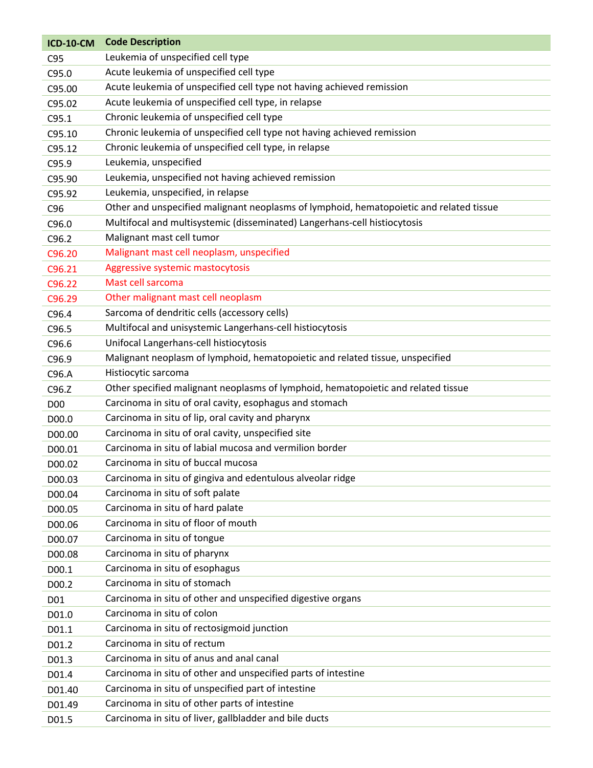| ICD-10-CM | Code Description |
|---|---|
| C95 | Leukemia of unspecified cell type |
| C95.0 | Acute leukemia of unspecified cell type |
| C95.00 | Acute leukemia of unspecified cell type not having achieved remission |
| C95.02 | Acute leukemia of unspecified cell type, in relapse |
| C95.1 | Chronic leukemia of unspecified cell type |
| C95.10 | Chronic leukemia of unspecified cell type not having achieved remission |
| C95.12 | Chronic leukemia of unspecified cell type, in relapse |
| C95.9 | Leukemia, unspecified |
| C95.90 | Leukemia, unspecified not having achieved remission |
| C95.92 | Leukemia, unspecified, in relapse |
| C96 | Other and unspecified malignant neoplasms of lymphoid, hematopoietic and related tissue |
| C96.0 | Multifocal and multisystemic (disseminated) Langerhans-cell histiocytosis |
| C96.2 | Malignant mast cell tumor |
| C96.20 | Malignant mast cell neoplasm, unspecified |
| C96.21 | Aggressive systemic mastocytosis |
| C96.22 | Mast cell sarcoma |
| C96.29 | Other malignant mast cell neoplasm |
| C96.4 | Sarcoma of dendritic cells (accessory cells) |
| C96.5 | Multifocal and unisystemic Langerhans-cell histiocytosis |
| C96.6 | Unifocal Langerhans-cell histiocytosis |
| C96.9 | Malignant neoplasm of lymphoid, hematopoietic and related tissue, unspecified |
| C96.A | Histiocytic sarcoma |
| C96.Z | Other specified malignant neoplasms of lymphoid, hematopoietic and related tissue |
| D00 | Carcinoma in situ of oral cavity, esophagus and stomach |
| D00.0 | Carcinoma in situ of lip, oral cavity and pharynx |
| D00.00 | Carcinoma in situ of oral cavity, unspecified site |
| D00.01 | Carcinoma in situ of labial mucosa and vermilion border |
| D00.02 | Carcinoma in situ of buccal mucosa |
| D00.03 | Carcinoma in situ of gingiva and edentulous alveolar ridge |
| D00.04 | Carcinoma in situ of soft palate |
| D00.05 | Carcinoma in situ of hard palate |
| D00.06 | Carcinoma in situ of floor of mouth |
| D00.07 | Carcinoma in situ of tongue |
| D00.08 | Carcinoma in situ of pharynx |
| D00.1 | Carcinoma in situ of esophagus |
| D00.2 | Carcinoma in situ of stomach |
| D01 | Carcinoma in situ of other and unspecified digestive organs |
| D01.0 | Carcinoma in situ of colon |
| D01.1 | Carcinoma in situ of rectosigmoid junction |
| D01.2 | Carcinoma in situ of rectum |
| D01.3 | Carcinoma in situ of anus and anal canal |
| D01.4 | Carcinoma in situ of other and unspecified parts of intestine |
| D01.40 | Carcinoma in situ of unspecified part of intestine |
| D01.49 | Carcinoma in situ of other parts of intestine |
| D01.5 | Carcinoma in situ of liver, gallbladder and bile ducts |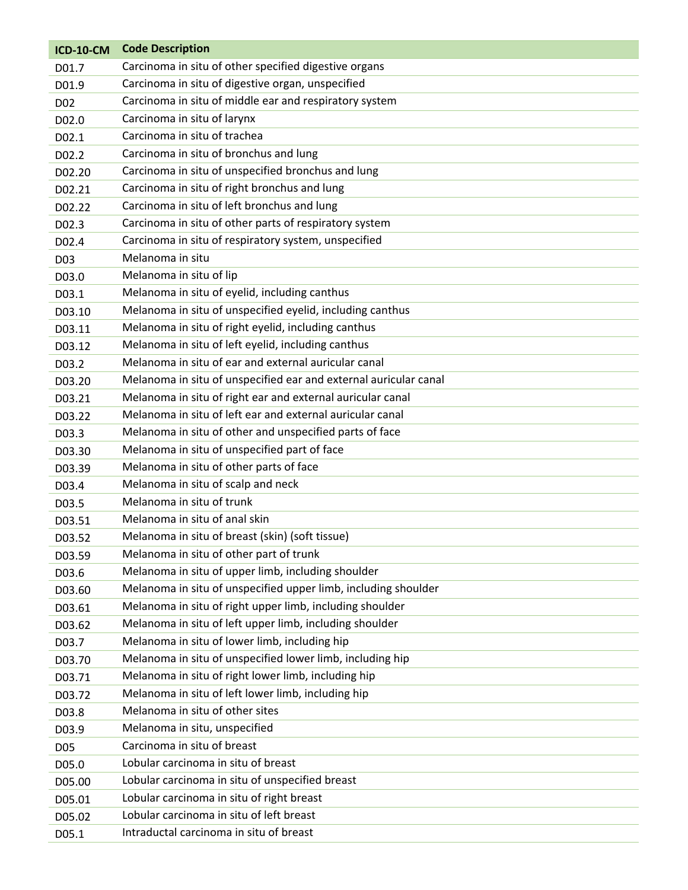| ICD-10-CM | Code Description |
| --- | --- |
| D01.7 | Carcinoma in situ of other specified digestive organs |
| D01.9 | Carcinoma in situ of digestive organ, unspecified |
| D02 | Carcinoma in situ of middle ear and respiratory system |
| D02.0 | Carcinoma in situ of larynx |
| D02.1 | Carcinoma in situ of trachea |
| D02.2 | Carcinoma in situ of bronchus and lung |
| D02.20 | Carcinoma in situ of unspecified bronchus and lung |
| D02.21 | Carcinoma in situ of right bronchus and lung |
| D02.22 | Carcinoma in situ of left bronchus and lung |
| D02.3 | Carcinoma in situ of other parts of respiratory system |
| D02.4 | Carcinoma in situ of respiratory system, unspecified |
| D03 | Melanoma in situ |
| D03.0 | Melanoma in situ of lip |
| D03.1 | Melanoma in situ of eyelid, including canthus |
| D03.10 | Melanoma in situ of unspecified eyelid, including canthus |
| D03.11 | Melanoma in situ of right eyelid, including canthus |
| D03.12 | Melanoma in situ of left eyelid, including canthus |
| D03.2 | Melanoma in situ of ear and external auricular canal |
| D03.20 | Melanoma in situ of unspecified ear and external auricular canal |
| D03.21 | Melanoma in situ of right ear and external auricular canal |
| D03.22 | Melanoma in situ of left ear and external auricular canal |
| D03.3 | Melanoma in situ of other and unspecified parts of face |
| D03.30 | Melanoma in situ of unspecified part of face |
| D03.39 | Melanoma in situ of other parts of face |
| D03.4 | Melanoma in situ of scalp and neck |
| D03.5 | Melanoma in situ of trunk |
| D03.51 | Melanoma in situ of anal skin |
| D03.52 | Melanoma in situ of breast (skin) (soft tissue) |
| D03.59 | Melanoma in situ of other part of trunk |
| D03.6 | Melanoma in situ of upper limb, including shoulder |
| D03.60 | Melanoma in situ of unspecified upper limb, including shoulder |
| D03.61 | Melanoma in situ of right upper limb, including shoulder |
| D03.62 | Melanoma in situ of left upper limb, including shoulder |
| D03.7 | Melanoma in situ of lower limb, including hip |
| D03.70 | Melanoma in situ of unspecified lower limb, including hip |
| D03.71 | Melanoma in situ of right lower limb, including hip |
| D03.72 | Melanoma in situ of left lower limb, including hip |
| D03.8 | Melanoma in situ of other sites |
| D03.9 | Melanoma in situ, unspecified |
| D05 | Carcinoma in situ of breast |
| D05.0 | Lobular carcinoma in situ of breast |
| D05.00 | Lobular carcinoma in situ of unspecified breast |
| D05.01 | Lobular carcinoma in situ of right breast |
| D05.02 | Lobular carcinoma in situ of left breast |
| D05.1 | Intraductal carcinoma in situ of breast |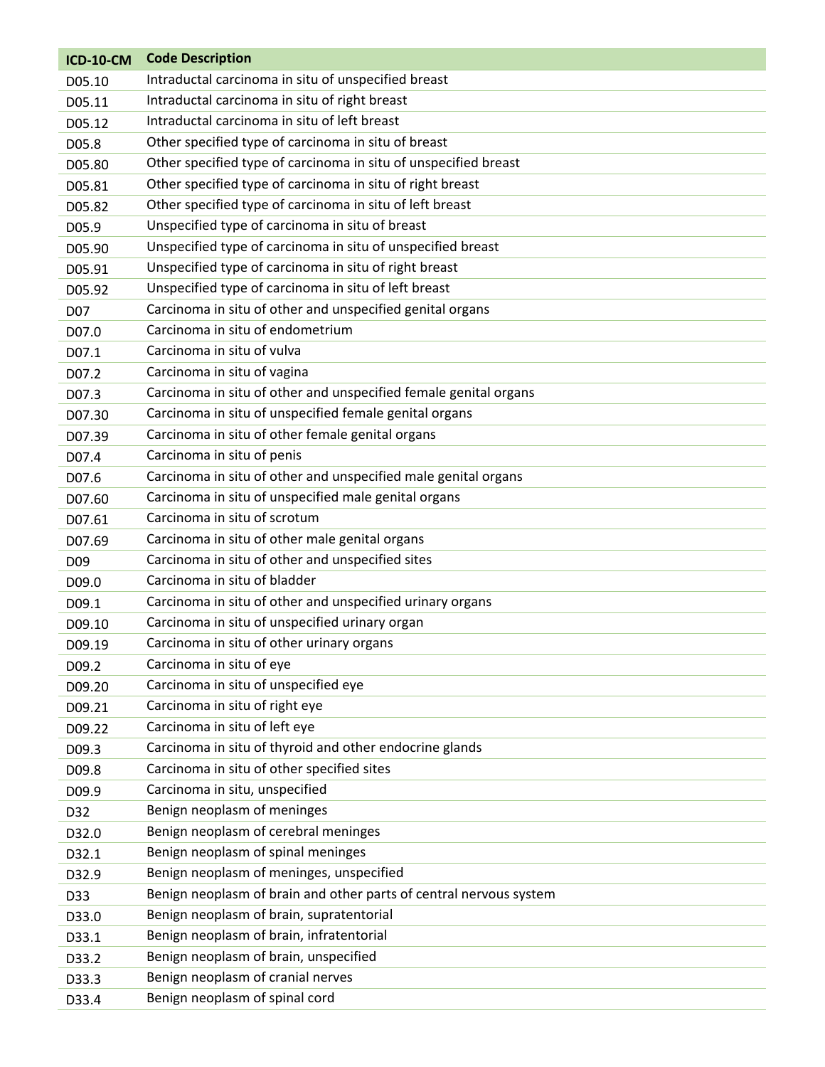| ICD-10-CM | Code Description |
|---|---|
| D05.10 | Intraductal carcinoma in situ of unspecified breast |
| D05.11 | Intraductal carcinoma in situ of right breast |
| D05.12 | Intraductal carcinoma in situ of left breast |
| D05.8 | Other specified type of carcinoma in situ of breast |
| D05.80 | Other specified type of carcinoma in situ of unspecified breast |
| D05.81 | Other specified type of carcinoma in situ of right breast |
| D05.82 | Other specified type of carcinoma in situ of left breast |
| D05.9 | Unspecified type of carcinoma in situ of breast |
| D05.90 | Unspecified type of carcinoma in situ of unspecified breast |
| D05.91 | Unspecified type of carcinoma in situ of right breast |
| D05.92 | Unspecified type of carcinoma in situ of left breast |
| D07 | Carcinoma in situ of other and unspecified genital organs |
| D07.0 | Carcinoma in situ of endometrium |
| D07.1 | Carcinoma in situ of vulva |
| D07.2 | Carcinoma in situ of vagina |
| D07.3 | Carcinoma in situ of other and unspecified female genital organs |
| D07.30 | Carcinoma in situ of unspecified female genital organs |
| D07.39 | Carcinoma in situ of other female genital organs |
| D07.4 | Carcinoma in situ of penis |
| D07.6 | Carcinoma in situ of other and unspecified male genital organs |
| D07.60 | Carcinoma in situ of unspecified male genital organs |
| D07.61 | Carcinoma in situ of scrotum |
| D07.69 | Carcinoma in situ of other male genital organs |
| D09 | Carcinoma in situ of other and unspecified sites |
| D09.0 | Carcinoma in situ of bladder |
| D09.1 | Carcinoma in situ of other and unspecified urinary organs |
| D09.10 | Carcinoma in situ of unspecified urinary organ |
| D09.19 | Carcinoma in situ of other urinary organs |
| D09.2 | Carcinoma in situ of eye |
| D09.20 | Carcinoma in situ of unspecified eye |
| D09.21 | Carcinoma in situ of right eye |
| D09.22 | Carcinoma in situ of left eye |
| D09.3 | Carcinoma in situ of thyroid and other endocrine glands |
| D09.8 | Carcinoma in situ of other specified sites |
| D09.9 | Carcinoma in situ, unspecified |
| D32 | Benign neoplasm of meninges |
| D32.0 | Benign neoplasm of cerebral meninges |
| D32.1 | Benign neoplasm of spinal meninges |
| D32.9 | Benign neoplasm of meninges, unspecified |
| D33 | Benign neoplasm of brain and other parts of central nervous system |
| D33.0 | Benign neoplasm of brain, supratentorial |
| D33.1 | Benign neoplasm of brain, infratentorial |
| D33.2 | Benign neoplasm of brain, unspecified |
| D33.3 | Benign neoplasm of cranial nerves |
| D33.4 | Benign neoplasm of spinal cord |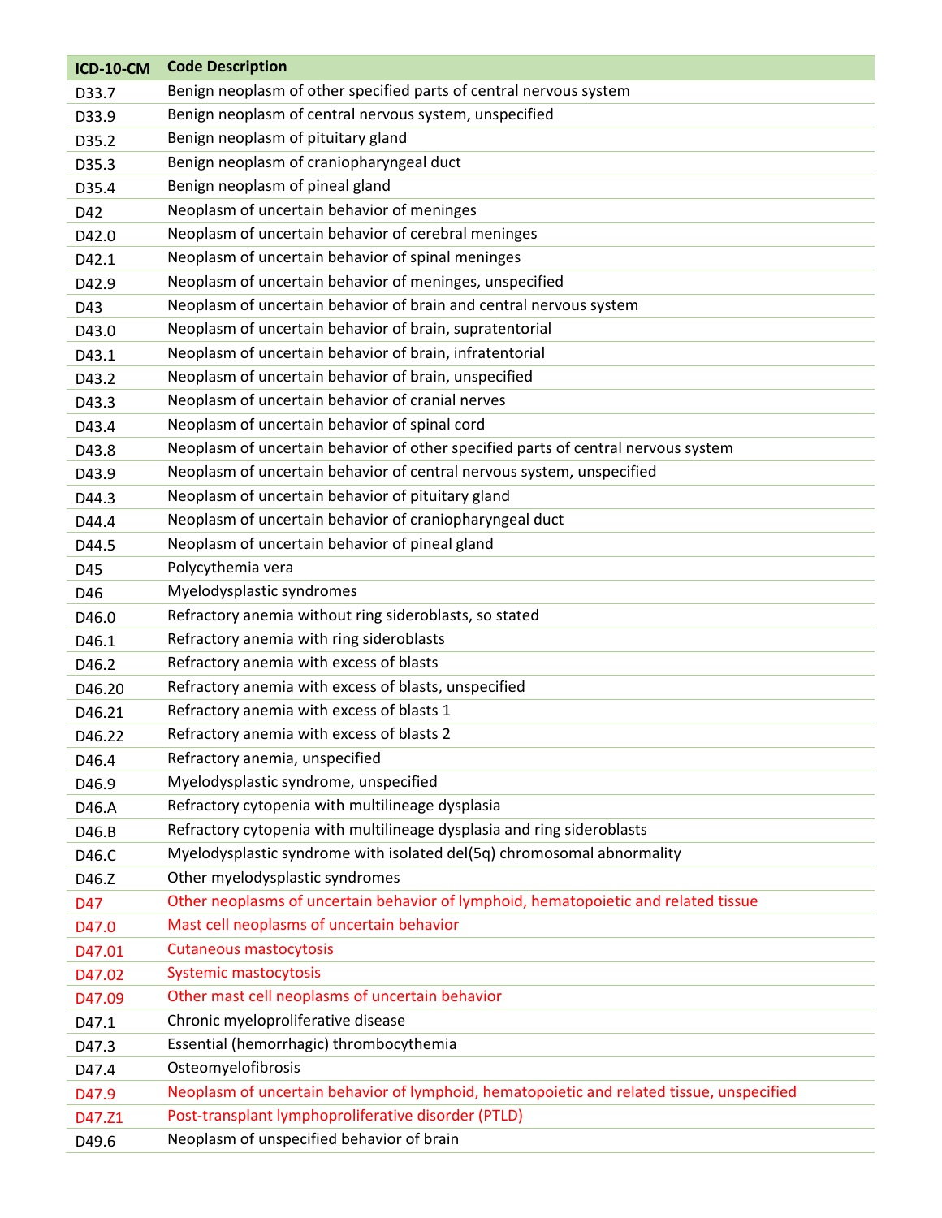| ICD-10-CM | Code Description |
|---|---|
| D33.7 | Benign neoplasm of other specified parts of central nervous system |
| D33.9 | Benign neoplasm of central nervous system, unspecified |
| D35.2 | Benign neoplasm of pituitary gland |
| D35.3 | Benign neoplasm of craniopharyngeal duct |
| D35.4 | Benign neoplasm of pineal gland |
| D42 | Neoplasm of uncertain behavior of meninges |
| D42.0 | Neoplasm of uncertain behavior of cerebral meninges |
| D42.1 | Neoplasm of uncertain behavior of spinal meninges |
| D42.9 | Neoplasm of uncertain behavior of meninges, unspecified |
| D43 | Neoplasm of uncertain behavior of brain and central nervous system |
| D43.0 | Neoplasm of uncertain behavior of brain, supratentorial |
| D43.1 | Neoplasm of uncertain behavior of brain, infratentorial |
| D43.2 | Neoplasm of uncertain behavior of brain, unspecified |
| D43.3 | Neoplasm of uncertain behavior of cranial nerves |
| D43.4 | Neoplasm of uncertain behavior of spinal cord |
| D43.8 | Neoplasm of uncertain behavior of other specified parts of central nervous system |
| D43.9 | Neoplasm of uncertain behavior of central nervous system, unspecified |
| D44.3 | Neoplasm of uncertain behavior of pituitary gland |
| D44.4 | Neoplasm of uncertain behavior of craniopharyngeal duct |
| D44.5 | Neoplasm of uncertain behavior of pineal gland |
| D45 | Polycythemia vera |
| D46 | Myelodysplastic syndromes |
| D46.0 | Refractory anemia without ring sideroblasts, so stated |
| D46.1 | Refractory anemia with ring sideroblasts |
| D46.2 | Refractory anemia with excess of blasts |
| D46.20 | Refractory anemia with excess of blasts, unspecified |
| D46.21 | Refractory anemia with excess of blasts 1 |
| D46.22 | Refractory anemia with excess of blasts 2 |
| D46.4 | Refractory anemia, unspecified |
| D46.9 | Myelodysplastic syndrome, unspecified |
| D46.A | Refractory cytopenia with multilineage dysplasia |
| D46.B | Refractory cytopenia with multilineage dysplasia and ring sideroblasts |
| D46.C | Myelodysplastic syndrome with isolated del(5q) chromosomal abnormality |
| D46.Z | Other myelodysplastic syndromes |
| D47 | Other neoplasms of uncertain behavior of lymphoid, hematopoietic and related tissue |
| D47.0 | Mast cell neoplasms of uncertain behavior |
| D47.01 | Cutaneous mastocytosis |
| D47.02 | Systemic mastocytosis |
| D47.09 | Other mast cell neoplasms of uncertain behavior |
| D47.1 | Chronic myeloproliferative disease |
| D47.3 | Essential (hemorrhagic) thrombocythemia |
| D47.4 | Osteomyelofibrosis |
| D47.9 | Neoplasm of uncertain behavior of lymphoid, hematopoietic and related tissue, unspecified |
| D47.Z1 | Post-transplant lymphoproliferative disorder (PTLD) |
| D49.6 | Neoplasm of unspecified behavior of brain |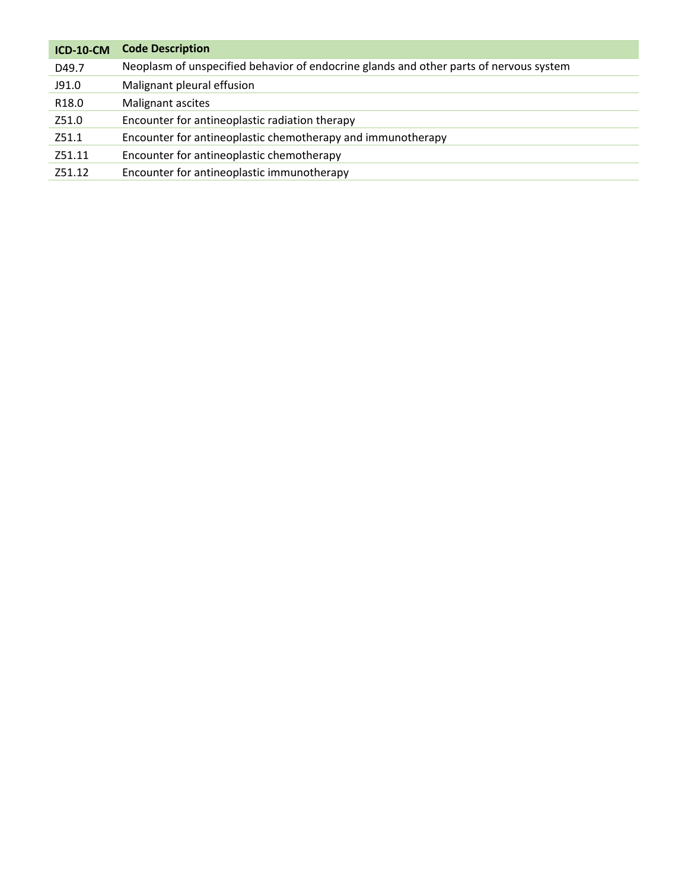| ICD-10-CM | Code Description |
|---|---|
| D49.7 | Neoplasm of unspecified behavior of endocrine glands and other parts of nervous system |
| J91.0 | Malignant pleural effusion |
| R18.0 | Malignant ascites |
| Z51.0 | Encounter for antineoplastic radiation therapy |
| Z51.1 | Encounter for antineoplastic chemotherapy and immunotherapy |
| Z51.11 | Encounter for antineoplastic chemotherapy |
| Z51.12 | Encounter for antineoplastic immunotherapy |